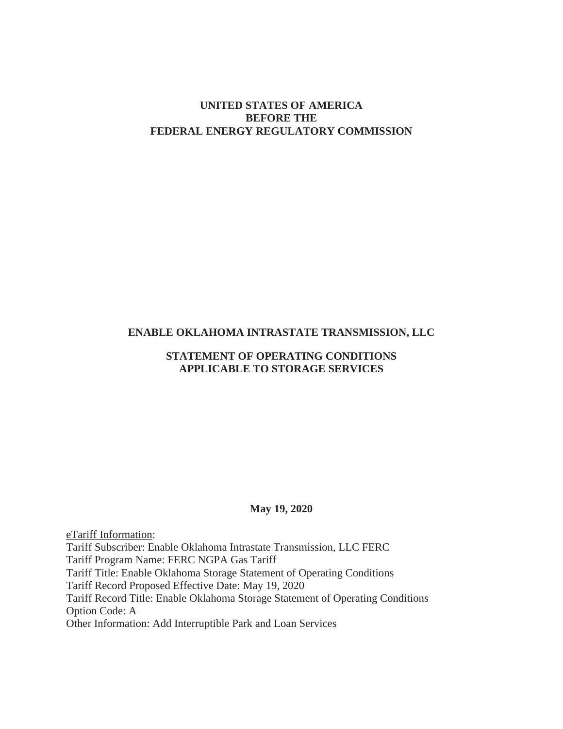**UNITED STATES OF AMERICA**
**BEFORE THE**
**FEDERAL ENERGY REGULATORY COMMISSION**

# ENABLE OKLAHOMA INTRASTATE TRANSMISSION, LLC

## STATEMENT OF OPERATING CONDITIONS APPLICABLE TO STORAGE SERVICES

**May 19, 2020**

eTariff Information:
Tariff Subscriber: Enable Oklahoma Intrastate Transmission, LLC FERC
Tariff Program Name: FERC NGPA Gas Tariff
Tariff Title: Enable Oklahoma Storage Statement of Operating Conditions
Tariff Record Proposed Effective Date: May 19, 2020
Tariff Record Title: Enable Oklahoma Storage Statement of Operating Conditions
Option Code: A
Other Information: Add Interruptible Park and Loan Services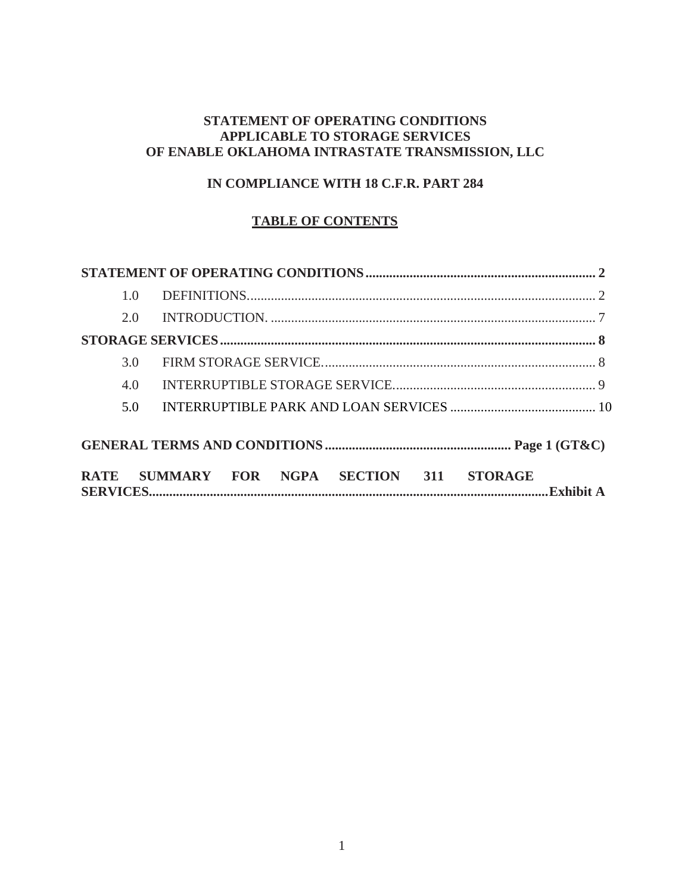**STATEMENT OF OPERATING CONDITIONS**
**APPLICABLE TO STORAGE SERVICES**
**OF ENABLE OKLAHOMA INTRASTATE TRANSMISSION, LLC**

**IN COMPLIANCE WITH 18 C.F.R. PART 284**

**TABLE OF CONTENTS**

| | |
|---|---|
| **STATEMENT OF OPERATING CONDITIONS** | **2** |
| 1.0 DEFINITIONS. | 2 |
| 2.0 INTRODUCTION. | 7 |
| **STORAGE SERVICES** | **8** |
| 3.0 FIRM STORAGE SERVICE. | 8 |
| 4.0 INTERRUPTIBLE STORAGE SERVICE. | 9 |
| 5.0 INTERRUPTIBLE PARK AND LOAN SERVICES | 10 |
| **GENERAL TERMS AND CONDITIONS** | **Page 1 (GT&C)** |
| **RATE SUMMARY FOR NGPA SECTION 311 STORAGE SERVICES** | **Exhibit A** |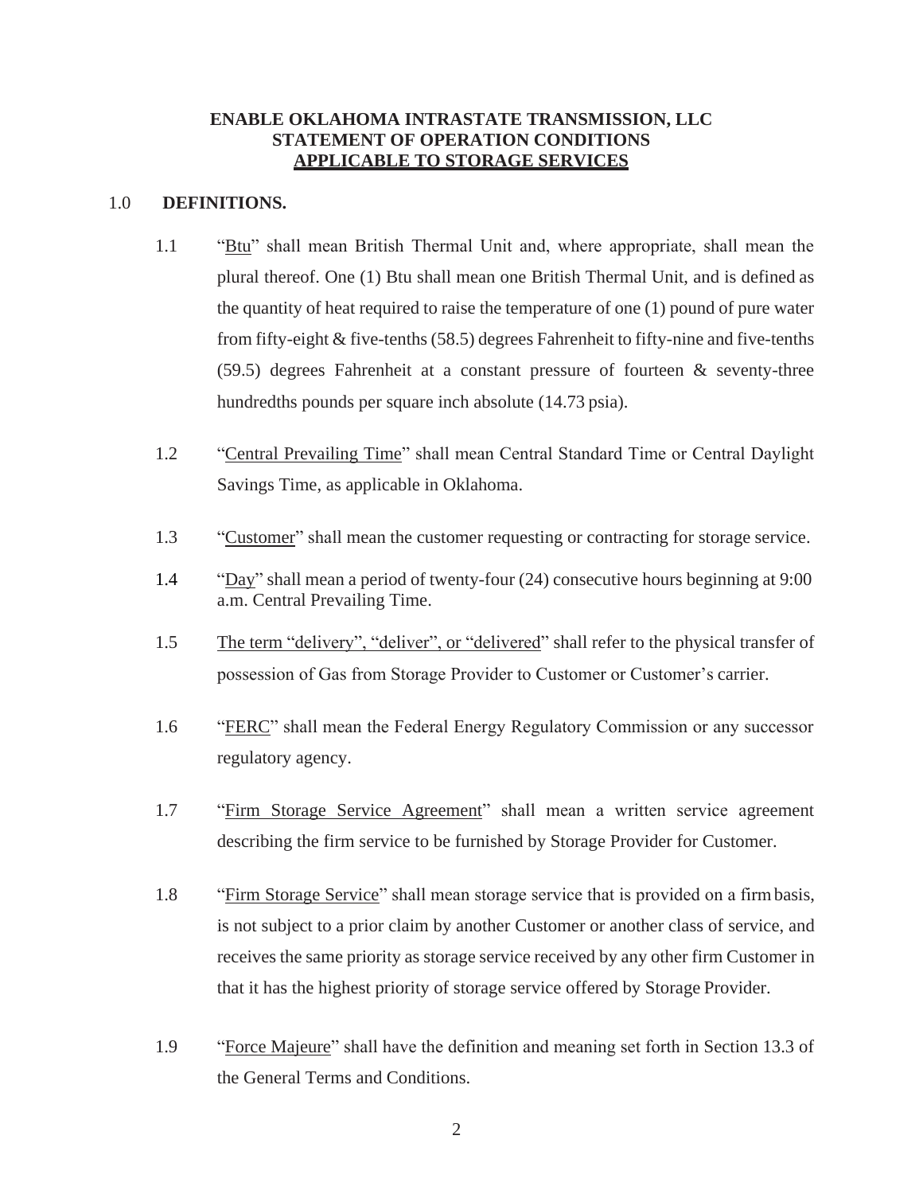**ENABLE OKLAHOMA INTRASTATE TRANSMISSION, LLC**
**STATEMENT OF OPERATION CONDITIONS**
**APPLICABLE TO STORAGE SERVICES**

## 1.0 DEFINITIONS.

1.1 "Btu" shall mean British Thermal Unit and, where appropriate, shall mean the plural thereof. One (1) Btu shall mean one British Thermal Unit, and is defined as the quantity of heat required to raise the temperature of one (1) pound of pure water from fifty-eight & five-tenths (58.5) degrees Fahrenheit to fifty-nine and five-tenths (59.5) degrees Fahrenheit at a constant pressure of fourteen & seventy-three hundredths pounds per square inch absolute (14.73 psia).

1.2 "Central Prevailing Time" shall mean Central Standard Time or Central Daylight Savings Time, as applicable in Oklahoma.

1.3 "Customer" shall mean the customer requesting or contracting for storage service.

1.4 "Day" shall mean a period of twenty-four (24) consecutive hours beginning at 9:00 a.m. Central Prevailing Time.

1.5 The term "delivery", "deliver", or "delivered" shall refer to the physical transfer of possession of Gas from Storage Provider to Customer or Customer's carrier.

1.6 "FERC" shall mean the Federal Energy Regulatory Commission or any successor regulatory agency.

1.7 "Firm Storage Service Agreement" shall mean a written service agreement describing the firm service to be furnished by Storage Provider for Customer.

1.8 "Firm Storage Service" shall mean storage service that is provided on a firm basis, is not subject to a prior claim by another Customer or another class of service, and receives the same priority as storage service received by any other firm Customer in that it has the highest priority of storage service offered by Storage Provider.

1.9 "Force Majeure" shall have the definition and meaning set forth in Section 13.3 of the General Terms and Conditions.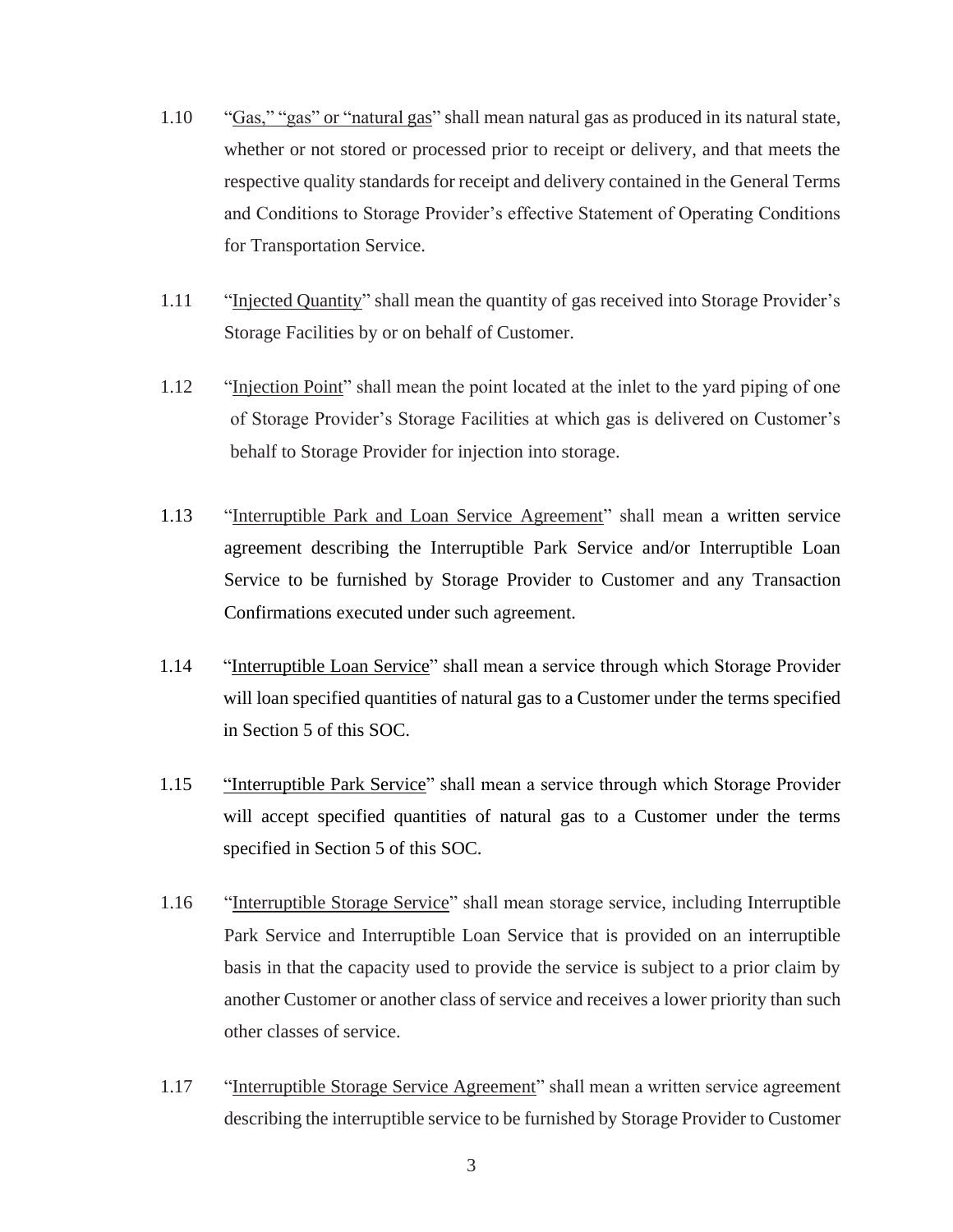1.10 "Gas," "gas" or "natural gas" shall mean natural gas as produced in its natural state, whether or not stored or processed prior to receipt or delivery, and that meets the respective quality standards for receipt and delivery contained in the General Terms and Conditions to Storage Provider's effective Statement of Operating Conditions for Transportation Service.

1.11 "Injected Quantity" shall mean the quantity of gas received into Storage Provider's Storage Facilities by or on behalf of Customer.

1.12 "Injection Point" shall mean the point located at the inlet to the yard piping of one of Storage Provider's Storage Facilities at which gas is delivered on Customer's behalf to Storage Provider for injection into storage.

1.13 "Interruptible Park and Loan Service Agreement" shall mean a written service agreement describing the Interruptible Park Service and/or Interruptible Loan Service to be furnished by Storage Provider to Customer and any Transaction Confirmations executed under such agreement.

1.14 "Interruptible Loan Service" shall mean a service through which Storage Provider will loan specified quantities of natural gas to a Customer under the terms specified in Section 5 of this SOC.

1.15 "Interruptible Park Service" shall mean a service through which Storage Provider will accept specified quantities of natural gas to a Customer under the terms specified in Section 5 of this SOC.

1.16 "Interruptible Storage Service" shall mean storage service, including Interruptible Park Service and Interruptible Loan Service that is provided on an interruptible basis in that the capacity used to provide the service is subject to a prior claim by another Customer or another class of service and receives a lower priority than such other classes of service.

1.17 "Interruptible Storage Service Agreement" shall mean a written service agreement describing the interruptible service to be furnished by Storage Provider to Customer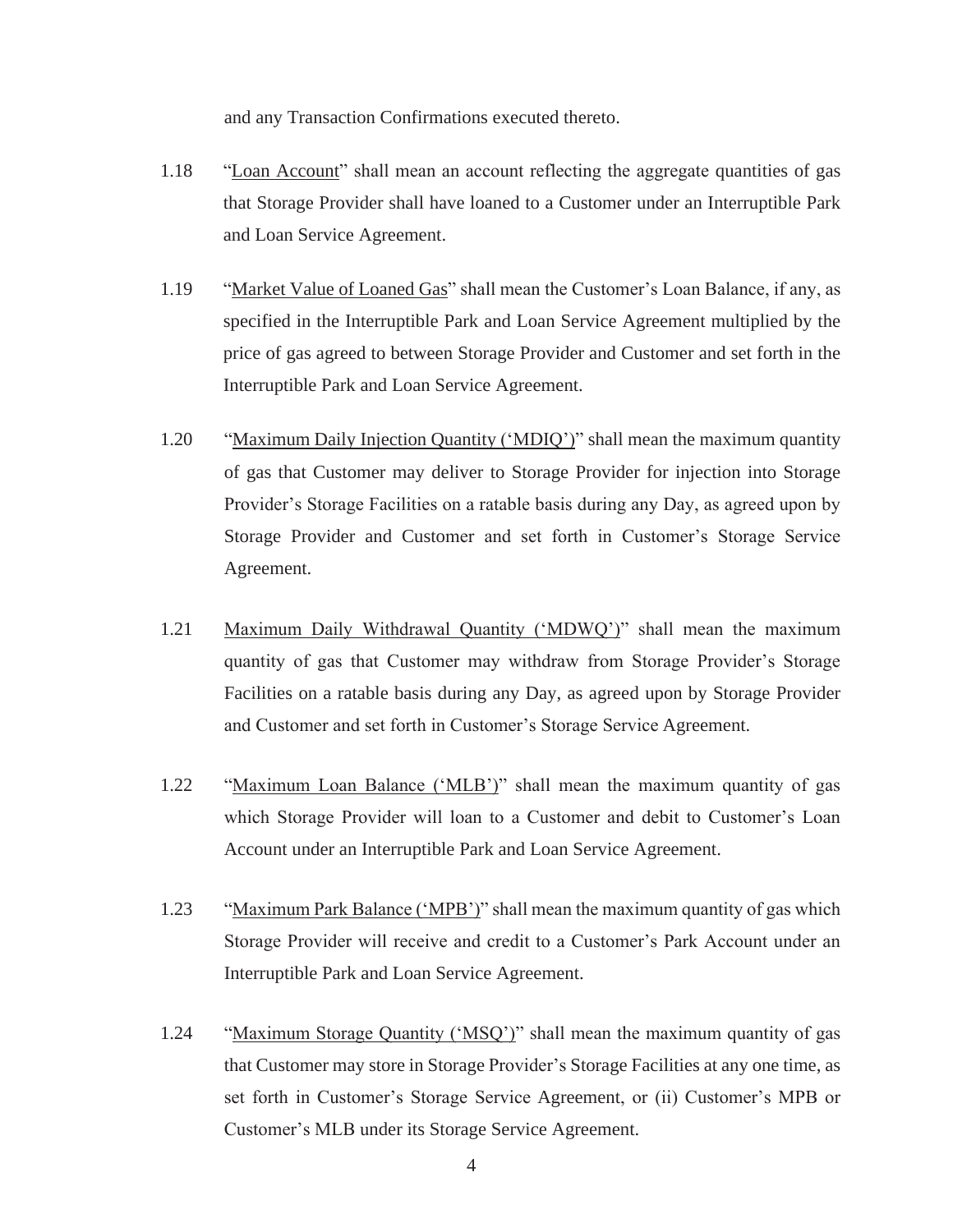and any Transaction Confirmations executed thereto.

1.18 "Loan Account" shall mean an account reflecting the aggregate quantities of gas that Storage Provider shall have loaned to a Customer under an Interruptible Park and Loan Service Agreement.

1.19 "Market Value of Loaned Gas" shall mean the Customer's Loan Balance, if any, as specified in the Interruptible Park and Loan Service Agreement multiplied by the price of gas agreed to between Storage Provider and Customer and set forth in the Interruptible Park and Loan Service Agreement.

1.20 "Maximum Daily Injection Quantity ('MDIQ')" shall mean the maximum quantity of gas that Customer may deliver to Storage Provider for injection into Storage Provider's Storage Facilities on a ratable basis during any Day, as agreed upon by Storage Provider and Customer and set forth in Customer's Storage Service Agreement.

1.21 Maximum Daily Withdrawal Quantity ('MDWQ')" shall mean the maximum quantity of gas that Customer may withdraw from Storage Provider's Storage Facilities on a ratable basis during any Day, as agreed upon by Storage Provider and Customer and set forth in Customer's Storage Service Agreement.

1.22 "Maximum Loan Balance ('MLB')" shall mean the maximum quantity of gas which Storage Provider will loan to a Customer and debit to Customer's Loan Account under an Interruptible Park and Loan Service Agreement.

1.23 "Maximum Park Balance ('MPB')" shall mean the maximum quantity of gas which Storage Provider will receive and credit to a Customer's Park Account under an Interruptible Park and Loan Service Agreement.

1.24 "Maximum Storage Quantity ('MSQ')" shall mean the maximum quantity of gas that Customer may store in Storage Provider's Storage Facilities at any one time, as set forth in Customer's Storage Service Agreement, or (ii) Customer's MPB or Customer's MLB under its Storage Service Agreement.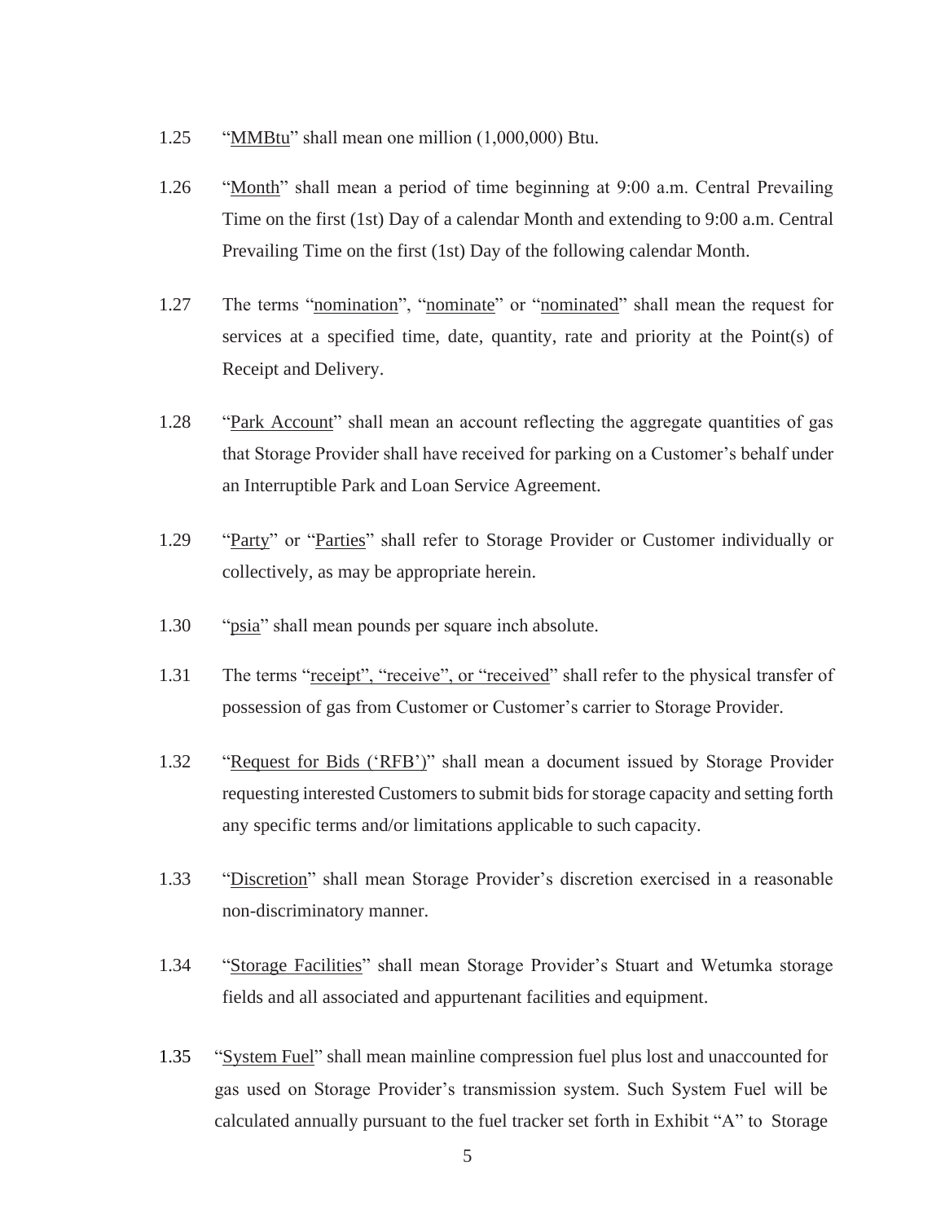1.25 "MMBtu" shall mean one million (1,000,000) Btu.

1.26 "Month" shall mean a period of time beginning at 9:00 a.m. Central Prevailing Time on the first (1st) Day of a calendar Month and extending to 9:00 a.m. Central Prevailing Time on the first (1st) Day of the following calendar Month.

1.27 The terms "nomination", "nominate" or "nominated" shall mean the request for services at a specified time, date, quantity, rate and priority at the Point(s) of Receipt and Delivery.

1.28 "Park Account" shall mean an account reflecting the aggregate quantities of gas that Storage Provider shall have received for parking on a Customer's behalf under an Interruptible Park and Loan Service Agreement.

1.29 "Party" or "Parties" shall refer to Storage Provider or Customer individually or collectively, as may be appropriate herein.

1.30 "psia" shall mean pounds per square inch absolute.

1.31 The terms "receipt", "receive", or "received" shall refer to the physical transfer of possession of gas from Customer or Customer's carrier to Storage Provider.

1.32 "Request for Bids ('RFB')" shall mean a document issued by Storage Provider requesting interested Customers to submit bids for storage capacity and setting forth any specific terms and/or limitations applicable to such capacity.

1.33 "Discretion" shall mean Storage Provider's discretion exercised in a reasonable non-discriminatory manner.

1.34 "Storage Facilities" shall mean Storage Provider's Stuart and Wetumka storage fields and all associated and appurtenant facilities and equipment.

1.35 "System Fuel" shall mean mainline compression fuel plus lost and unaccounted for gas used on Storage Provider's transmission system. Such System Fuel will be calculated annually pursuant to the fuel tracker set forth in Exhibit "A" to Storage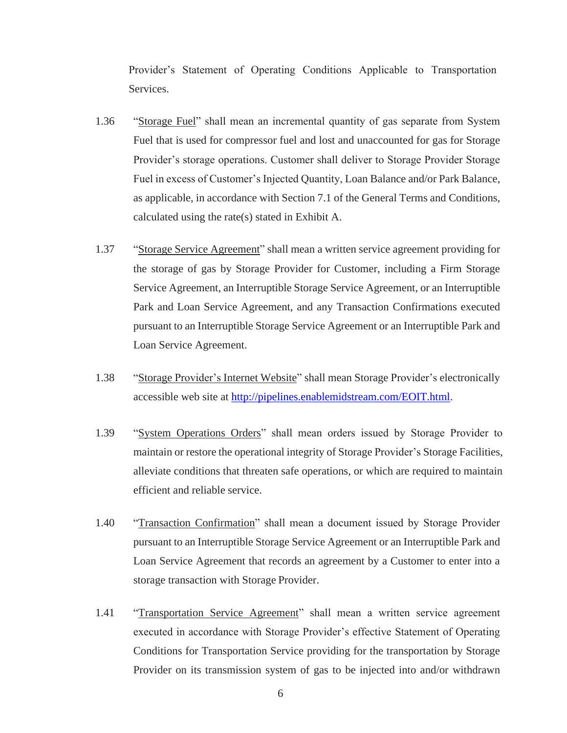Provider's Statement of Operating Conditions Applicable to Transportation Services.

1.36 "<u>Storage Fuel</u>" shall mean an incremental quantity of gas separate from System Fuel that is used for compressor fuel and lost and unaccounted for gas for Storage Provider's storage operations. Customer shall deliver to Storage Provider Storage Fuel in excess of Customer's Injected Quantity, Loan Balance and/or Park Balance, as applicable, in accordance with Section 7.1 of the General Terms and Conditions, calculated using the rate(s) stated in Exhibit A.

1.37 "<u>Storage Service Agreement</u>" shall mean a written service agreement providing for the storage of gas by Storage Provider for Customer, including a Firm Storage Service Agreement, an Interruptible Storage Service Agreement, or an Interruptible Park and Loan Service Agreement, and any Transaction Confirmations executed pursuant to an Interruptible Storage Service Agreement or an Interruptible Park and Loan Service Agreement.

1.38 "<u>Storage Provider's Internet Website</u>" shall mean Storage Provider's electronically accessible web site at [http://pipelines.enablemidstream.com/EOIT.html](http://pipelines.enablemidstream.com/EOIT.html).

1.39 "<u>System Operations Orders</u>" shall mean orders issued by Storage Provider to maintain or restore the operational integrity of Storage Provider's Storage Facilities, alleviate conditions that threaten safe operations, or which are required to maintain efficient and reliable service.

1.40 "<u>Transaction Confirmation</u>" shall mean a document issued by Storage Provider pursuant to an Interruptible Storage Service Agreement or an Interruptible Park and Loan Service Agreement that records an agreement by a Customer to enter into a storage transaction with Storage Provider.

1.41 "<u>Transportation Service Agreement</u>" shall mean a written service agreement executed in accordance with Storage Provider's effective Statement of Operating Conditions for Transportation Service providing for the transportation by Storage Provider on its transmission system of gas to be injected into and/or withdrawn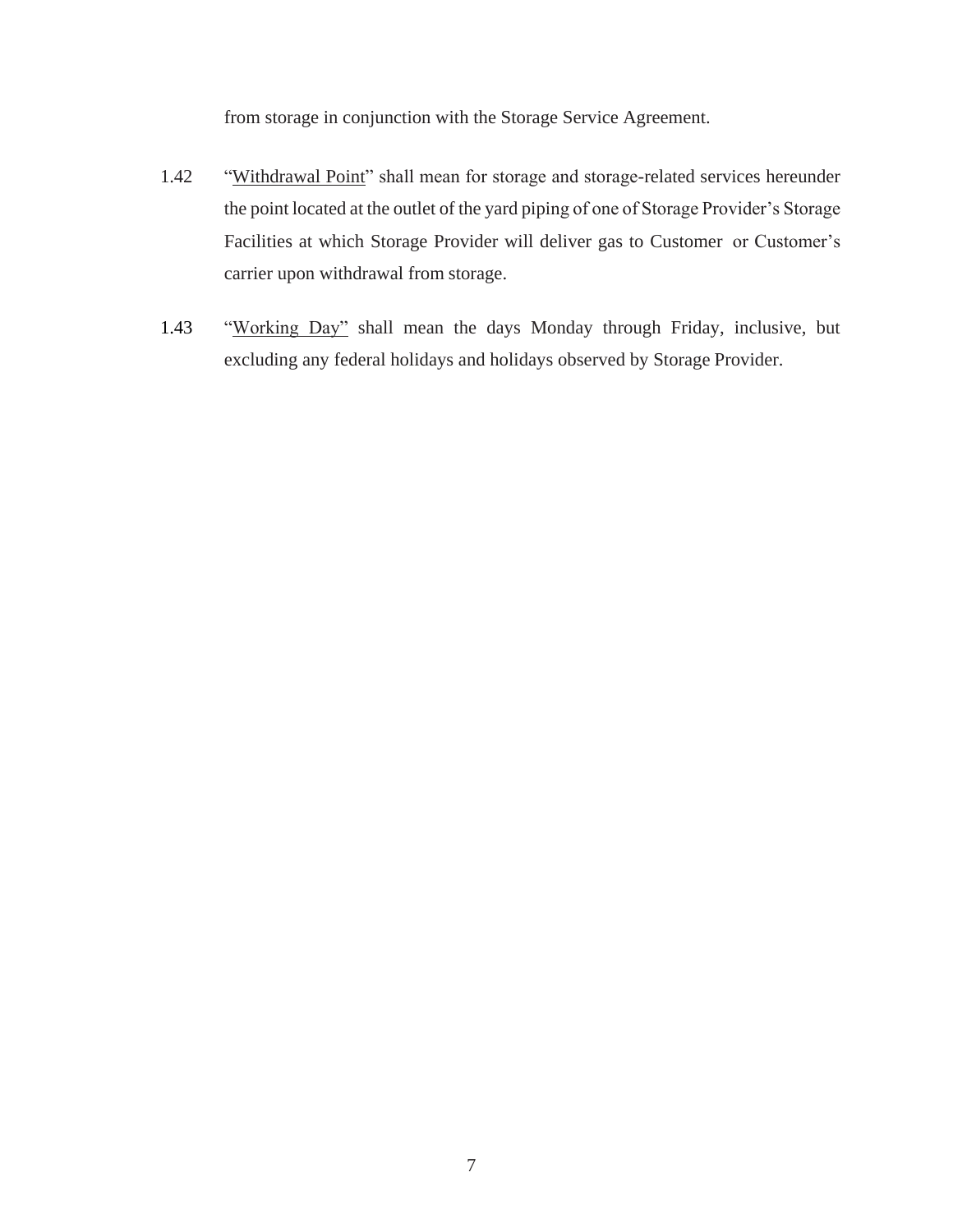from storage in conjunction with the Storage Service Agreement.

1.42 "Withdrawal Point" shall mean for storage and storage-related services hereunder the point located at the outlet of the yard piping of one of Storage Provider's Storage Facilities at which Storage Provider will deliver gas to Customer or Customer's carrier upon withdrawal from storage.

1.43 "Working Day" shall mean the days Monday through Friday, inclusive, but excluding any federal holidays and holidays observed by Storage Provider.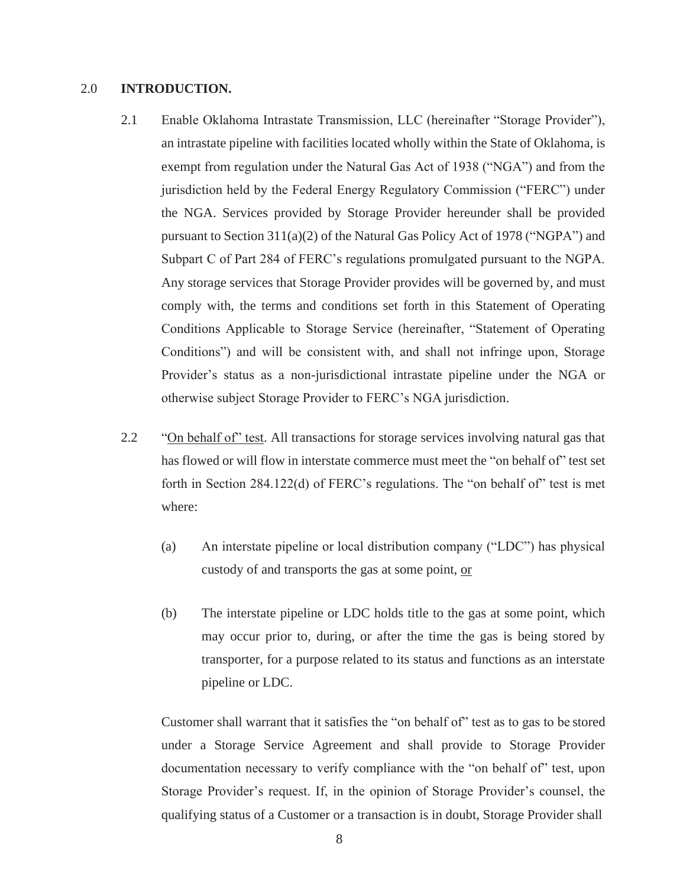## 2.0 **INTRODUCTION.**

2.1 Enable Oklahoma Intrastate Transmission, LLC (hereinafter "Storage Provider"), an intrastate pipeline with facilities located wholly within the State of Oklahoma, is exempt from regulation under the Natural Gas Act of 1938 ("NGA") and from the jurisdiction held by the Federal Energy Regulatory Commission ("FERC") under the NGA. Services provided by Storage Provider hereunder shall be provided pursuant to Section 311(a)(2) of the Natural Gas Policy Act of 1978 ("NGPA") and Subpart C of Part 284 of FERC's regulations promulgated pursuant to the NGPA. Any storage services that Storage Provider provides will be governed by, and must comply with, the terms and conditions set forth in this Statement of Operating Conditions Applicable to Storage Service (hereinafter, "Statement of Operating Conditions") and will be consistent with, and shall not infringe upon, Storage Provider's status as a non-jurisdictional intrastate pipeline under the NGA or otherwise subject Storage Provider to FERC's NGA jurisdiction.

2.2 "<u>On behalf of" test</u>. All transactions for storage services involving natural gas that has flowed or will flow in interstate commerce must meet the "on behalf of" test set forth in Section 284.122(d) of FERC's regulations. The "on behalf of" test is met where:

(a) An interstate pipeline or local distribution company ("LDC") has physical custody of and transports the gas at some point, <u>or</u>

(b) The interstate pipeline or LDC holds title to the gas at some point, which may occur prior to, during, or after the time the gas is being stored by transporter, for a purpose related to its status and functions as an interstate pipeline or LDC.

Customer shall warrant that it satisfies the "on behalf of" test as to gas to be stored under a Storage Service Agreement and shall provide to Storage Provider documentation necessary to verify compliance with the "on behalf of" test, upon Storage Provider's request. If, in the opinion of Storage Provider's counsel, the qualifying status of a Customer or a transaction is in doubt, Storage Provider shall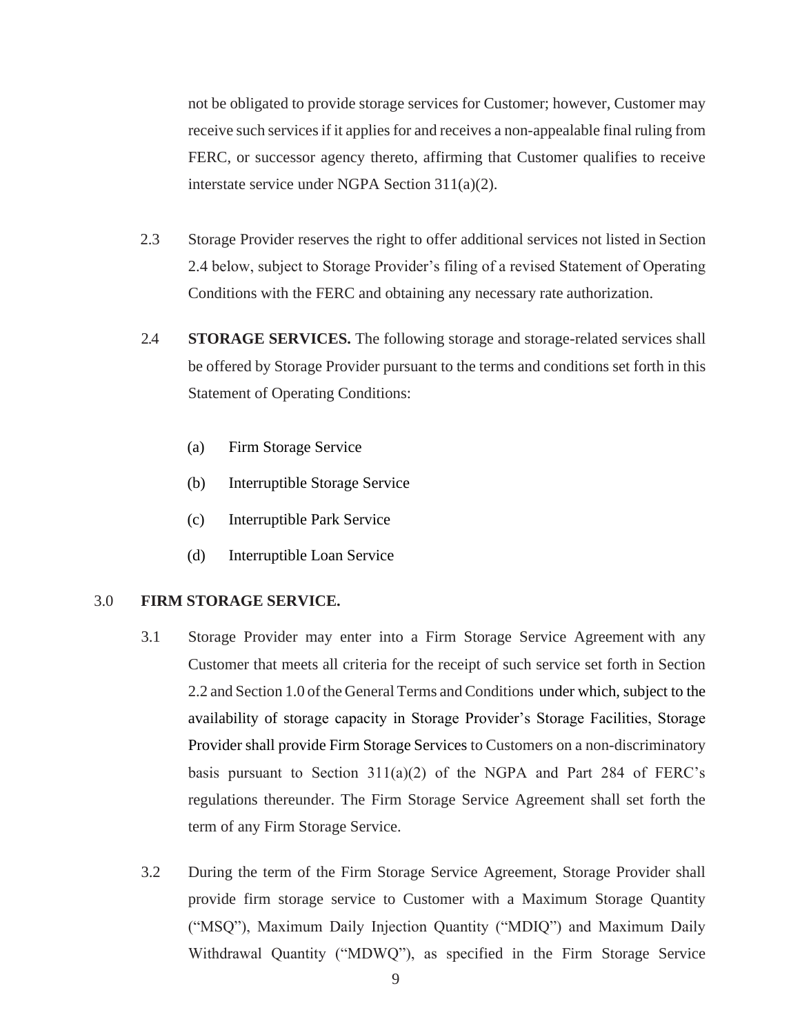not be obligated to provide storage services for Customer; however, Customer may receive such services if it applies for and receives a non-appealable final ruling from FERC, or successor agency thereto, affirming that Customer qualifies to receive interstate service under NGPA Section 311(a)(2).

2.3 Storage Provider reserves the right to offer additional services not listed in Section 2.4 below, subject to Storage Provider's filing of a revised Statement of Operating Conditions with the FERC and obtaining any necessary rate authorization.

2.4 **STORAGE SERVICES.** The following storage and storage-related services shall be offered by Storage Provider pursuant to the terms and conditions set forth in this Statement of Operating Conditions:

(a) Firm Storage Service

(b) Interruptible Storage Service

(c) Interruptible Park Service

(d) Interruptible Loan Service

3.0 **FIRM STORAGE SERVICE.**

3.1 Storage Provider may enter into a Firm Storage Service Agreement with any Customer that meets all criteria for the receipt of such service set forth in Section 2.2 and Section 1.0 of the General Terms and Conditions under which, subject to the availability of storage capacity in Storage Provider's Storage Facilities, Storage Provider shall provide Firm Storage Services to Customers on a non-discriminatory basis pursuant to Section 311(a)(2) of the NGPA and Part 284 of FERC's regulations thereunder. The Firm Storage Service Agreement shall set forth the term of any Firm Storage Service.

3.2 During the term of the Firm Storage Service Agreement, Storage Provider shall provide firm storage service to Customer with a Maximum Storage Quantity ("MSQ"), Maximum Daily Injection Quantity ("MDIQ") and Maximum Daily Withdrawal Quantity ("MDWQ"), as specified in the Firm Storage Service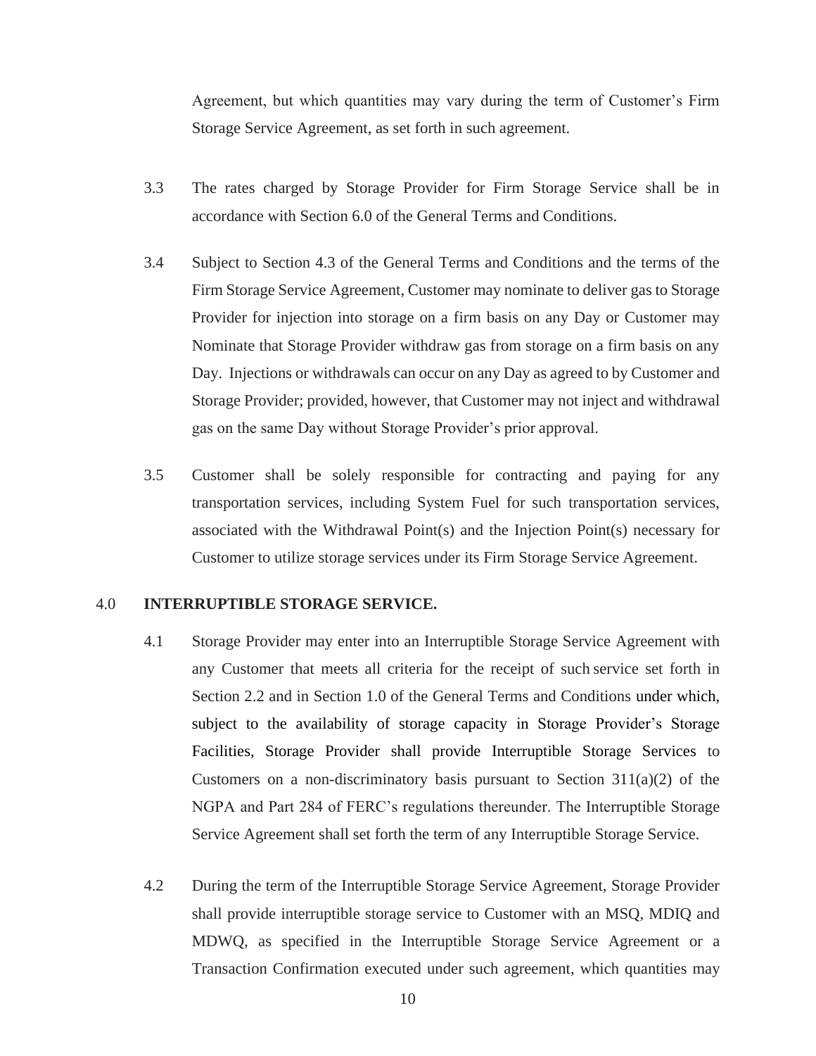Agreement, but which quantities may vary during the term of Customer's Firm Storage Service Agreement, as set forth in such agreement.

3.3 The rates charged by Storage Provider for Firm Storage Service shall be in accordance with Section 6.0 of the General Terms and Conditions.

3.4 Subject to Section 4.3 of the General Terms and Conditions and the terms of the Firm Storage Service Agreement, Customer may nominate to deliver gas to Storage Provider for injection into storage on a firm basis on any Day or Customer may Nominate that Storage Provider withdraw gas from storage on a firm basis on any Day. Injections or withdrawals can occur on any Day as agreed to by Customer and Storage Provider; provided, however, that Customer may not inject and withdrawal gas on the same Day without Storage Provider's prior approval.

3.5 Customer shall be solely responsible for contracting and paying for any transportation services, including System Fuel for such transportation services, associated with the Withdrawal Point(s) and the Injection Point(s) necessary for Customer to utilize storage services under its Firm Storage Service Agreement.

## 4.0 INTERRUPTIBLE STORAGE SERVICE.

4.1 Storage Provider may enter into an Interruptible Storage Service Agreement with any Customer that meets all criteria for the receipt of such service set forth in Section 2.2 and in Section 1.0 of the General Terms and Conditions under which, subject to the availability of storage capacity in Storage Provider's Storage Facilities, Storage Provider shall provide Interruptible Storage Services to Customers on a non-discriminatory basis pursuant to Section 311(a)(2) of the NGPA and Part 284 of FERC's regulations thereunder. The Interruptible Storage Service Agreement shall set forth the term of any Interruptible Storage Service.

4.2 During the term of the Interruptible Storage Service Agreement, Storage Provider shall provide interruptible storage service to Customer with an MSQ, MDIQ and MDWQ, as specified in the Interruptible Storage Service Agreement or a Transaction Confirmation executed under such agreement, which quantities may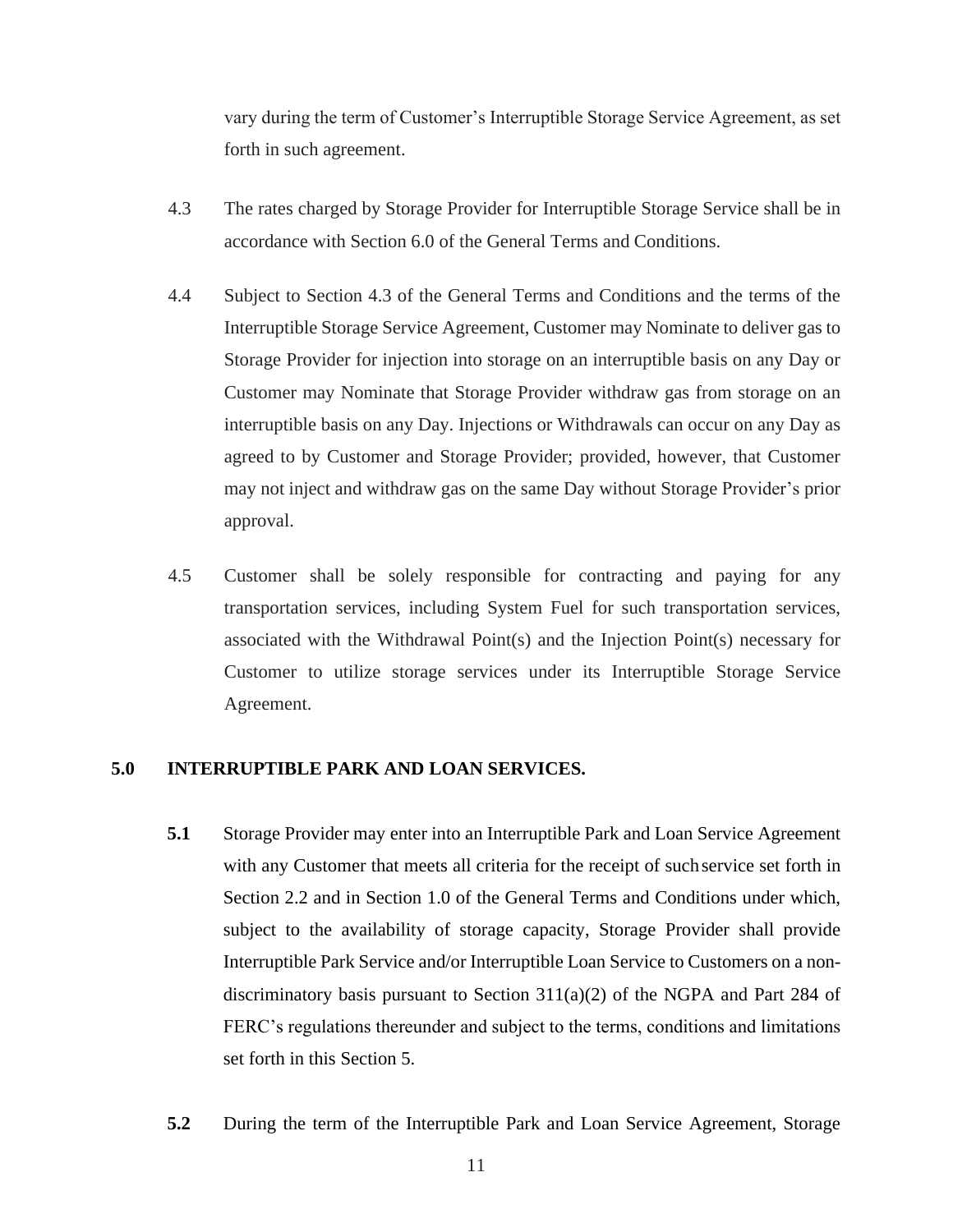vary during the term of Customer's Interruptible Storage Service Agreement, as set forth in such agreement.

4.3 The rates charged by Storage Provider for Interruptible Storage Service shall be in accordance with Section 6.0 of the General Terms and Conditions.

4.4 Subject to Section 4.3 of the General Terms and Conditions and the terms of the Interruptible Storage Service Agreement, Customer may Nominate to deliver gas to Storage Provider for injection into storage on an interruptible basis on any Day or Customer may Nominate that Storage Provider withdraw gas from storage on an interruptible basis on any Day. Injections or Withdrawals can occur on any Day as agreed to by Customer and Storage Provider; provided, however, that Customer may not inject and withdraw gas on the same Day without Storage Provider's prior approval.

4.5 Customer shall be solely responsible for contracting and paying for any transportation services, including System Fuel for such transportation services, associated with the Withdrawal Point(s) and the Injection Point(s) necessary for Customer to utilize storage services under its Interruptible Storage Service Agreement.

## 5.0 INTERRUPTIBLE PARK AND LOAN SERVICES.

**5.1** Storage Provider may enter into an Interruptible Park and Loan Service Agreement with any Customer that meets all criteria for the receipt of such service set forth in Section 2.2 and in Section 1.0 of the General Terms and Conditions under which, subject to the availability of storage capacity, Storage Provider shall provide Interruptible Park Service and/or Interruptible Loan Service to Customers on a non-discriminatory basis pursuant to Section 311(a)(2) of the NGPA and Part 284 of FERC's regulations thereunder and subject to the terms, conditions and limitations set forth in this Section 5.

**5.2** During the term of the Interruptible Park and Loan Service Agreement, Storage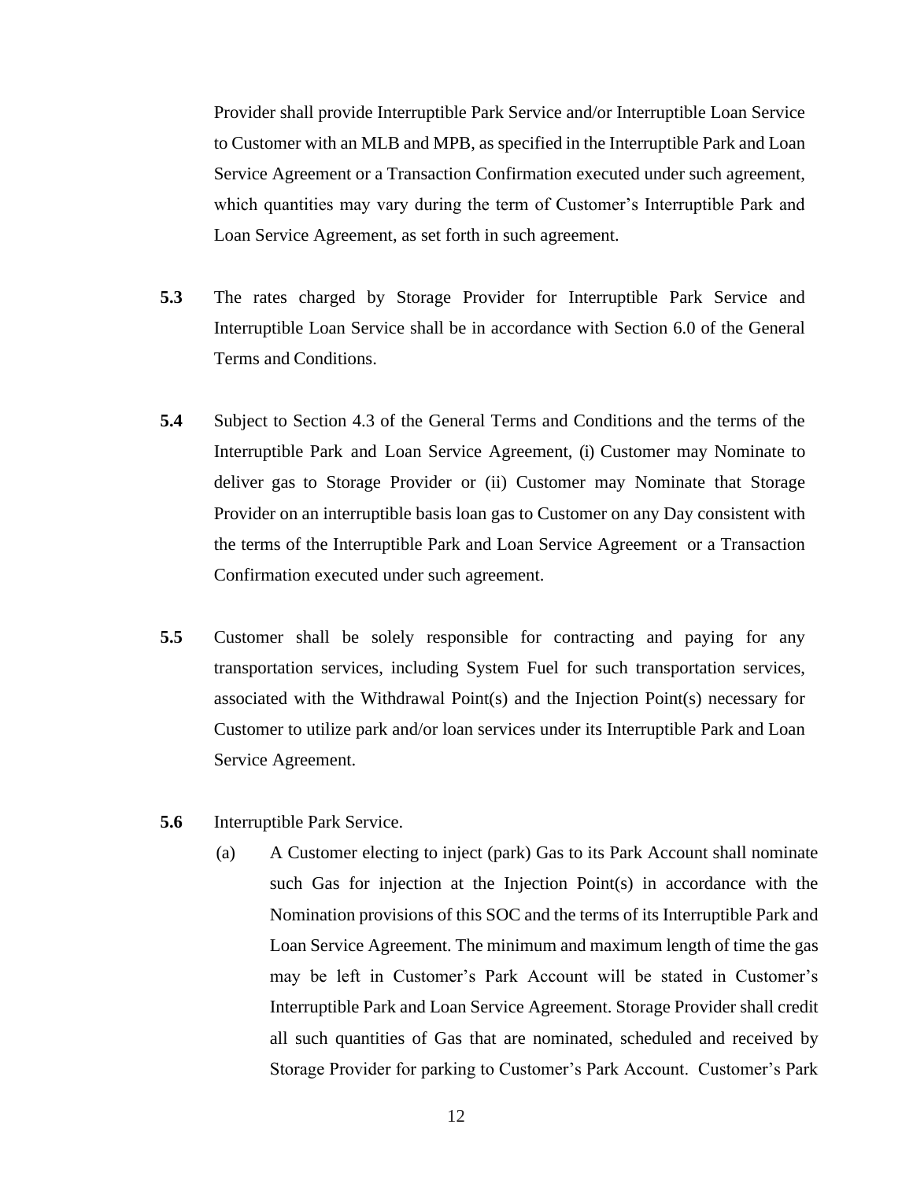Provider shall provide Interruptible Park Service and/or Interruptible Loan Service to Customer with an MLB and MPB, as specified in the Interruptible Park and Loan Service Agreement or a Transaction Confirmation executed under such agreement, which quantities may vary during the term of Customer's Interruptible Park and Loan Service Agreement, as set forth in such agreement.

**5.3** The rates charged by Storage Provider for Interruptible Park Service and Interruptible Loan Service shall be in accordance with Section 6.0 of the General Terms and Conditions.

**5.4** Subject to Section 4.3 of the General Terms and Conditions and the terms of the Interruptible Park and Loan Service Agreement, (i) Customer may Nominate to deliver gas to Storage Provider or (ii) Customer may Nominate that Storage Provider on an interruptible basis loan gas to Customer on any Day consistent with the terms of the Interruptible Park and Loan Service Agreement or a Transaction Confirmation executed under such agreement.

**5.5** Customer shall be solely responsible for contracting and paying for any transportation services, including System Fuel for such transportation services, associated with the Withdrawal Point(s) and the Injection Point(s) necessary for Customer to utilize park and/or loan services under its Interruptible Park and Loan Service Agreement.

**5.6** Interruptible Park Service.

(a) A Customer electing to inject (park) Gas to its Park Account shall nominate such Gas for injection at the Injection Point(s) in accordance with the Nomination provisions of this SOC and the terms of its Interruptible Park and Loan Service Agreement. The minimum and maximum length of time the gas may be left in Customer's Park Account will be stated in Customer's Interruptible Park and Loan Service Agreement. Storage Provider shall credit all such quantities of Gas that are nominated, scheduled and received by Storage Provider for parking to Customer's Park Account. Customer's Park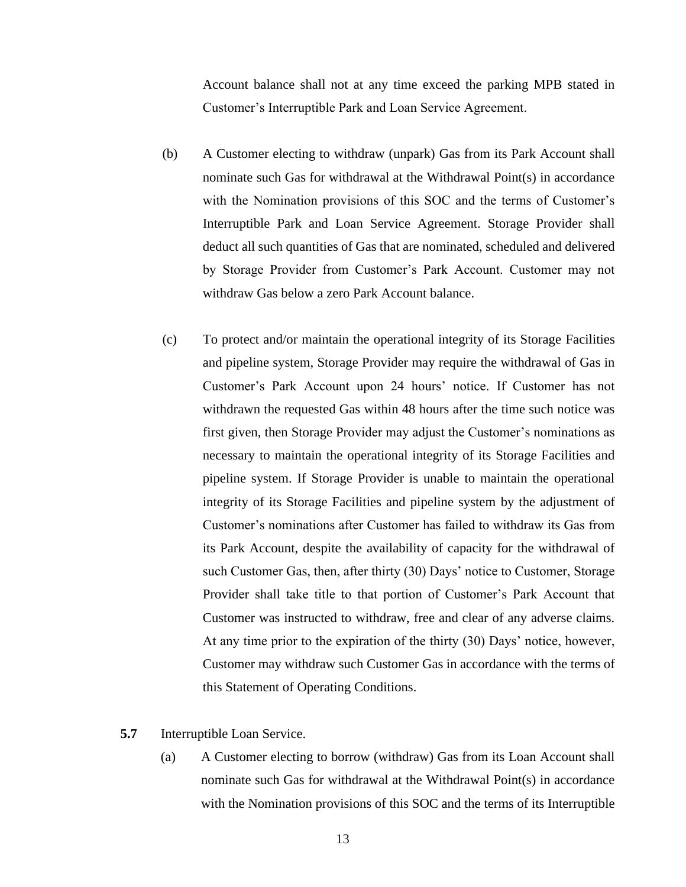Account balance shall not at any time exceed the parking MPB stated in Customer’s Interruptible Park and Loan Service Agreement.

(b) A Customer electing to withdraw (unpark) Gas from its Park Account shall nominate such Gas for withdrawal at the Withdrawal Point(s) in accordance with the Nomination provisions of this SOC and the terms of Customer’s Interruptible Park and Loan Service Agreement. Storage Provider shall deduct all such quantities of Gas that are nominated, scheduled and delivered by Storage Provider from Customer’s Park Account. Customer may not withdraw Gas below a zero Park Account balance.

(c) To protect and/or maintain the operational integrity of its Storage Facilities and pipeline system, Storage Provider may require the withdrawal of Gas in Customer’s Park Account upon 24 hours’ notice. If Customer has not withdrawn the requested Gas within 48 hours after the time such notice was first given, then Storage Provider may adjust the Customer’s nominations as necessary to maintain the operational integrity of its Storage Facilities and pipeline system. If Storage Provider is unable to maintain the operational integrity of its Storage Facilities and pipeline system by the adjustment of Customer’s nominations after Customer has failed to withdraw its Gas from its Park Account, despite the availability of capacity for the withdrawal of such Customer Gas, then, after thirty (30) Days’ notice to Customer, Storage Provider shall take title to that portion of Customer’s Park Account that Customer was instructed to withdraw, free and clear of any adverse claims. At any time prior to the expiration of the thirty (30) Days’ notice, however, Customer may withdraw such Customer Gas in accordance with the terms of this Statement of Operating Conditions.

**5.7** Interruptible Loan Service.

(a) A Customer electing to borrow (withdraw) Gas from its Loan Account shall nominate such Gas for withdrawal at the Withdrawal Point(s) in accordance with the Nomination provisions of this SOC and the terms of its Interruptible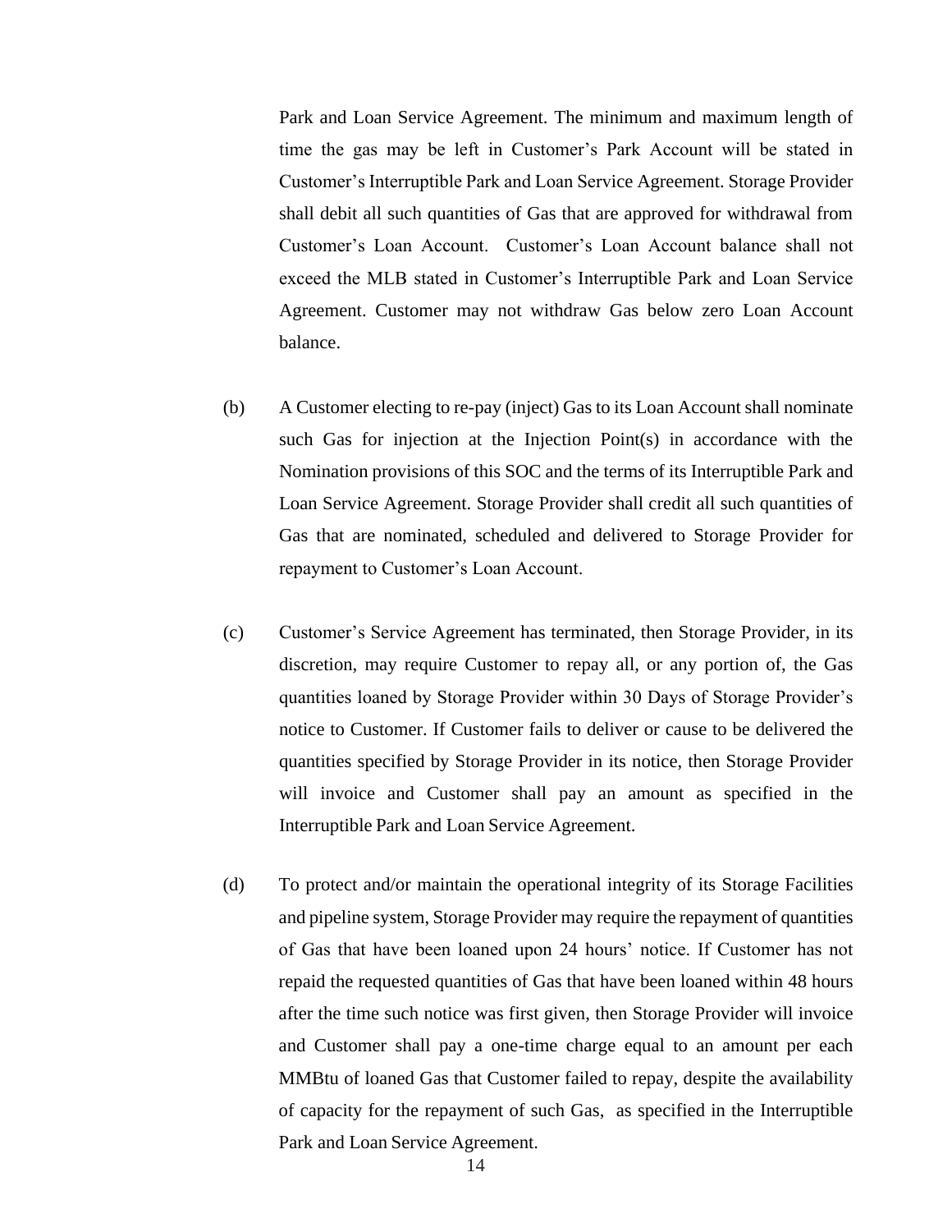Park and Loan Service Agreement. The minimum and maximum length of time the gas may be left in Customer's Park Account will be stated in Customer's Interruptible Park and Loan Service Agreement. Storage Provider shall debit all such quantities of Gas that are approved for withdrawal from Customer's Loan Account. Customer's Loan Account balance shall not exceed the MLB stated in Customer's Interruptible Park and Loan Service Agreement. Customer may not withdraw Gas below zero Loan Account balance.

(b) A Customer electing to re-pay (inject) Gas to its Loan Account shall nominate such Gas for injection at the Injection Point(s) in accordance with the Nomination provisions of this SOC and the terms of its Interruptible Park and Loan Service Agreement. Storage Provider shall credit all such quantities of Gas that are nominated, scheduled and delivered to Storage Provider for repayment to Customer's Loan Account.

(c) Customer's Service Agreement has terminated, then Storage Provider, in its discretion, may require Customer to repay all, or any portion of, the Gas quantities loaned by Storage Provider within 30 Days of Storage Provider's notice to Customer. If Customer fails to deliver or cause to be delivered the quantities specified by Storage Provider in its notice, then Storage Provider will invoice and Customer shall pay an amount as specified in the Interruptible Park and Loan Service Agreement.

(d) To protect and/or maintain the operational integrity of its Storage Facilities and pipeline system, Storage Provider may require the repayment of quantities of Gas that have been loaned upon 24 hours' notice. If Customer has not repaid the requested quantities of Gas that have been loaned within 48 hours after the time such notice was first given, then Storage Provider will invoice and Customer shall pay a one-time charge equal to an amount per each MMBtu of loaned Gas that Customer failed to repay, despite the availability of capacity for the repayment of such Gas, as specified in the Interruptible Park and Loan Service Agreement.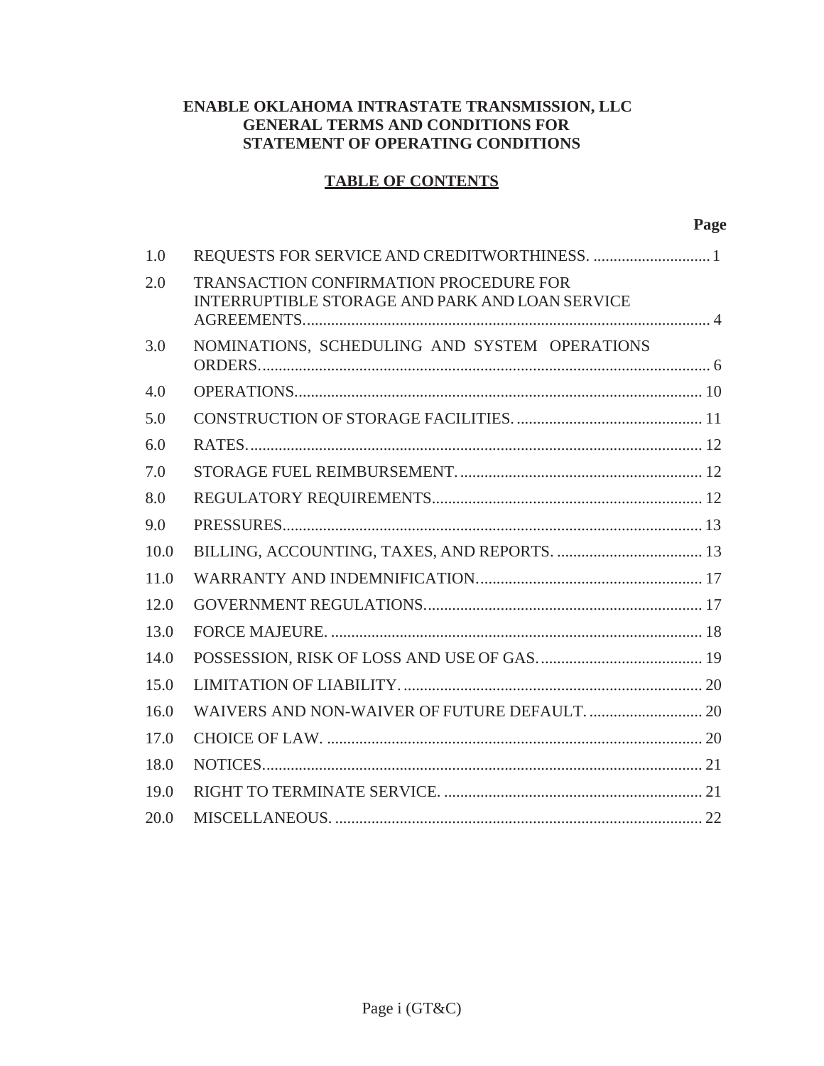# ENABLE OKLAHOMA INTRASTATE TRANSMISSION, LLC
# GENERAL TERMS AND CONDITIONS FOR
# STATEMENT OF OPERATING CONDITIONS

## TABLE OF CONTENTS

| | | Page |
|---|---|---|
| 1.0 | REQUESTS FOR SERVICE AND CREDITWORTHINESS. | 1 |
| 2.0 | TRANSACTION CONFIRMATION PROCEDURE FOR INTERRUPTIBLE STORAGE AND PARK AND LOAN SERVICE AGREEMENTS. | 4 |
| 3.0 | NOMINATIONS, SCHEDULING AND SYSTEM OPERATIONS ORDERS. | 6 |
| 4.0 | OPERATIONS. | 10 |
| 5.0 | CONSTRUCTION OF STORAGE FACILITIES. | 11 |
| 6.0 | RATES. | 12 |
| 7.0 | STORAGE FUEL REIMBURSEMENT. | 12 |
| 8.0 | REGULATORY REQUIREMENTS. | 12 |
| 9.0 | PRESSURES. | 13 |
| 10.0 | BILLING, ACCOUNTING, TAXES, AND REPORTS. | 13 |
| 11.0 | WARRANTY AND INDEMNIFICATION. | 17 |
| 12.0 | GOVERNMENT REGULATIONS. | 17 |
| 13.0 | FORCE MAJEURE. | 18 |
| 14.0 | POSSESSION, RISK OF LOSS AND USE OF GAS. | 19 |
| 15.0 | LIMITATION OF LIABILITY. | 20 |
| 16.0 | WAIVERS AND NON-WAIVER OF FUTURE DEFAULT. | 20 |
| 17.0 | CHOICE OF LAW. | 20 |
| 18.0 | NOTICES. | 21 |
| 19.0 | RIGHT TO TERMINATE SERVICE. | 21 |
| 20.0 | MISCELLANEOUS. | 22 |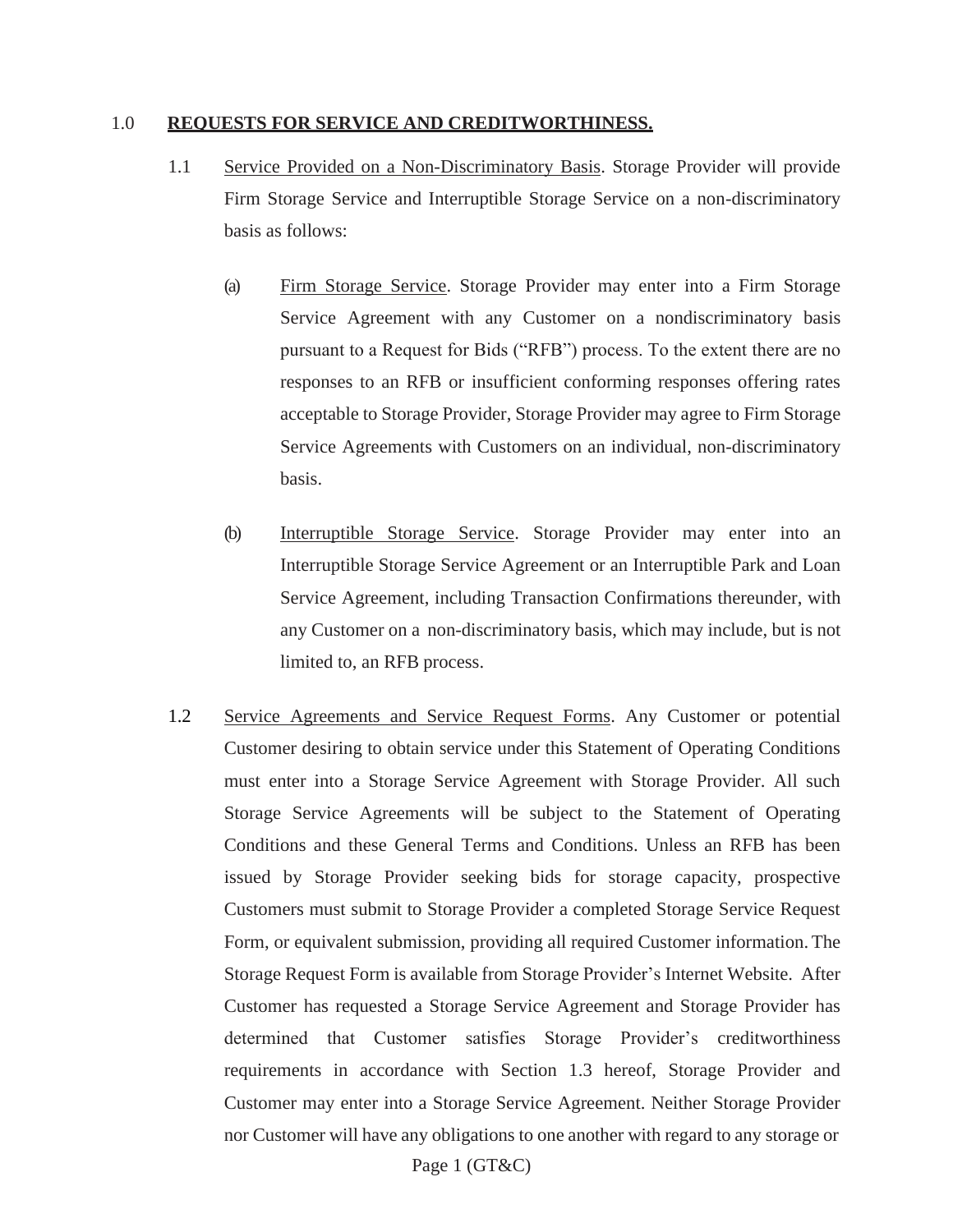1.0 **REQUESTS FOR SERVICE AND CREDITWORTHINESS.**

1.1 Service Provided on a Non-Discriminatory Basis. Storage Provider will provide Firm Storage Service and Interruptible Storage Service on a non-discriminatory basis as follows:

(a) Firm Storage Service. Storage Provider may enter into a Firm Storage Service Agreement with any Customer on a nondiscriminatory basis pursuant to a Request for Bids ("RFB") process. To the extent there are no responses to an RFB or insufficient conforming responses offering rates acceptable to Storage Provider, Storage Provider may agree to Firm Storage Service Agreements with Customers on an individual, non-discriminatory basis.

(b) Interruptible Storage Service. Storage Provider may enter into an Interruptible Storage Service Agreement or an Interruptible Park and Loan Service Agreement, including Transaction Confirmations thereunder, with any Customer on a non-discriminatory basis, which may include, but is not limited to, an RFB process.

1.2 Service Agreements and Service Request Forms. Any Customer or potential Customer desiring to obtain service under this Statement of Operating Conditions must enter into a Storage Service Agreement with Storage Provider. All such Storage Service Agreements will be subject to the Statement of Operating Conditions and these General Terms and Conditions. Unless an RFB has been issued by Storage Provider seeking bids for storage capacity, prospective Customers must submit to Storage Provider a completed Storage Service Request Form, or equivalent submission, providing all required Customer information. The Storage Request Form is available from Storage Provider's Internet Website. After Customer has requested a Storage Service Agreement and Storage Provider has determined that Customer satisfies Storage Provider's creditworthiness requirements in accordance with Section 1.3 hereof, Storage Provider and Customer may enter into a Storage Service Agreement. Neither Storage Provider nor Customer will have any obligations to one another with regard to any storage or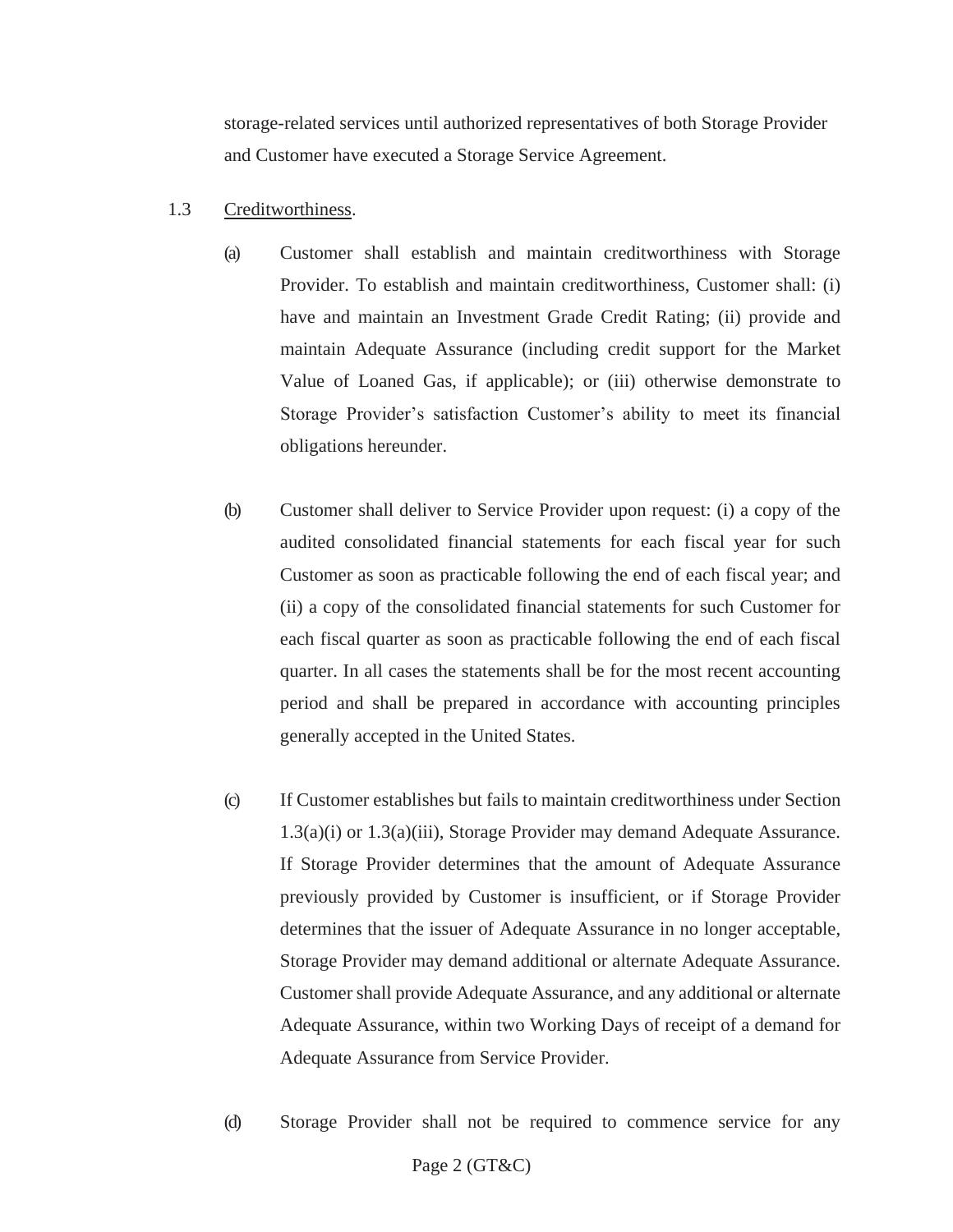storage-related services until authorized representatives of both Storage Provider and Customer have executed a Storage Service Agreement.

1.3 Creditworthiness.

(a) Customer shall establish and maintain creditworthiness with Storage Provider. To establish and maintain creditworthiness, Customer shall: (i) have and maintain an Investment Grade Credit Rating; (ii) provide and maintain Adequate Assurance (including credit support for the Market Value of Loaned Gas, if applicable); or (iii) otherwise demonstrate to Storage Provider's satisfaction Customer's ability to meet its financial obligations hereunder.

(b) Customer shall deliver to Service Provider upon request: (i) a copy of the audited consolidated financial statements for each fiscal year for such Customer as soon as practicable following the end of each fiscal year; and (ii) a copy of the consolidated financial statements for such Customer for each fiscal quarter as soon as practicable following the end of each fiscal quarter. In all cases the statements shall be for the most recent accounting period and shall be prepared in accordance with accounting principles generally accepted in the United States.

(c) If Customer establishes but fails to maintain creditworthiness under Section 1.3(a)(i) or 1.3(a)(iii), Storage Provider may demand Adequate Assurance. If Storage Provider determines that the amount of Adequate Assurance previously provided by Customer is insufficient, or if Storage Provider determines that the issuer of Adequate Assurance in no longer acceptable, Storage Provider may demand additional or alternate Adequate Assurance. Customer shall provide Adequate Assurance, and any additional or alternate Adequate Assurance, within two Working Days of receipt of a demand for Adequate Assurance from Service Provider.

(d) Storage Provider shall not be required to commence service for any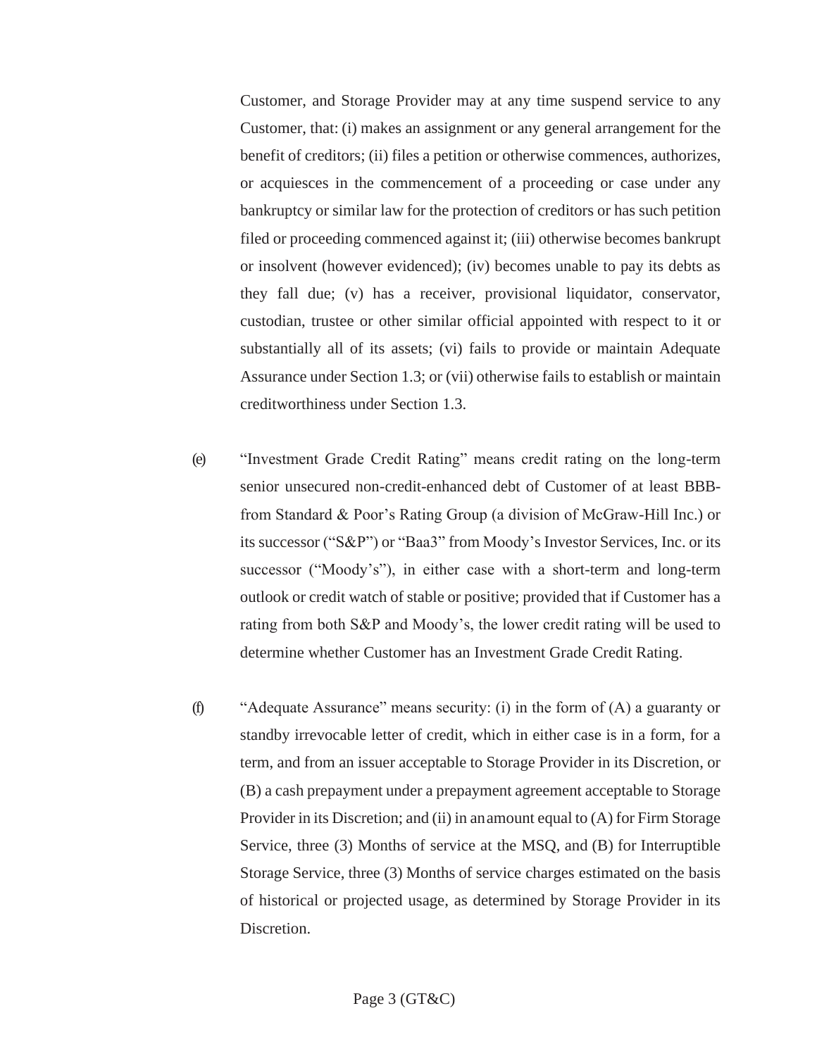Customer, and Storage Provider may at any time suspend service to any Customer, that: (i) makes an assignment or any general arrangement for the benefit of creditors; (ii) files a petition or otherwise commences, authorizes, or acquiesces in the commencement of a proceeding or case under any bankruptcy or similar law for the protection of creditors or has such petition filed or proceeding commenced against it; (iii) otherwise becomes bankrupt or insolvent (however evidenced); (iv) becomes unable to pay its debts as they fall due; (v) has a receiver, provisional liquidator, conservator, custodian, trustee or other similar official appointed with respect to it or substantially all of its assets; (vi) fails to provide or maintain Adequate Assurance under Section 1.3; or (vii) otherwise fails to establish or maintain creditworthiness under Section 1.3.

(e) "Investment Grade Credit Rating" means credit rating on the long-term senior unsecured non-credit-enhanced debt of Customer of at least BBB- from Standard & Poor's Rating Group (a division of McGraw-Hill Inc.) or its successor ("S&P") or "Baa3" from Moody's Investor Services, Inc. or its successor ("Moody's"), in either case with a short-term and long-term outlook or credit watch of stable or positive; provided that if Customer has a rating from both S&P and Moody's, the lower credit rating will be used to determine whether Customer has an Investment Grade Credit Rating.

(f) "Adequate Assurance" means security: (i) in the form of (A) a guaranty or standby irrevocable letter of credit, which in either case is in a form, for a term, and from an issuer acceptable to Storage Provider in its Discretion, or (B) a cash prepayment under a prepayment agreement acceptable to Storage Provider in its Discretion; and (ii) in an amount equal to (A) for Firm Storage Service, three (3) Months of service at the MSQ, and (B) for Interruptible Storage Service, three (3) Months of service charges estimated on the basis of historical or projected usage, as determined by Storage Provider in its Discretion.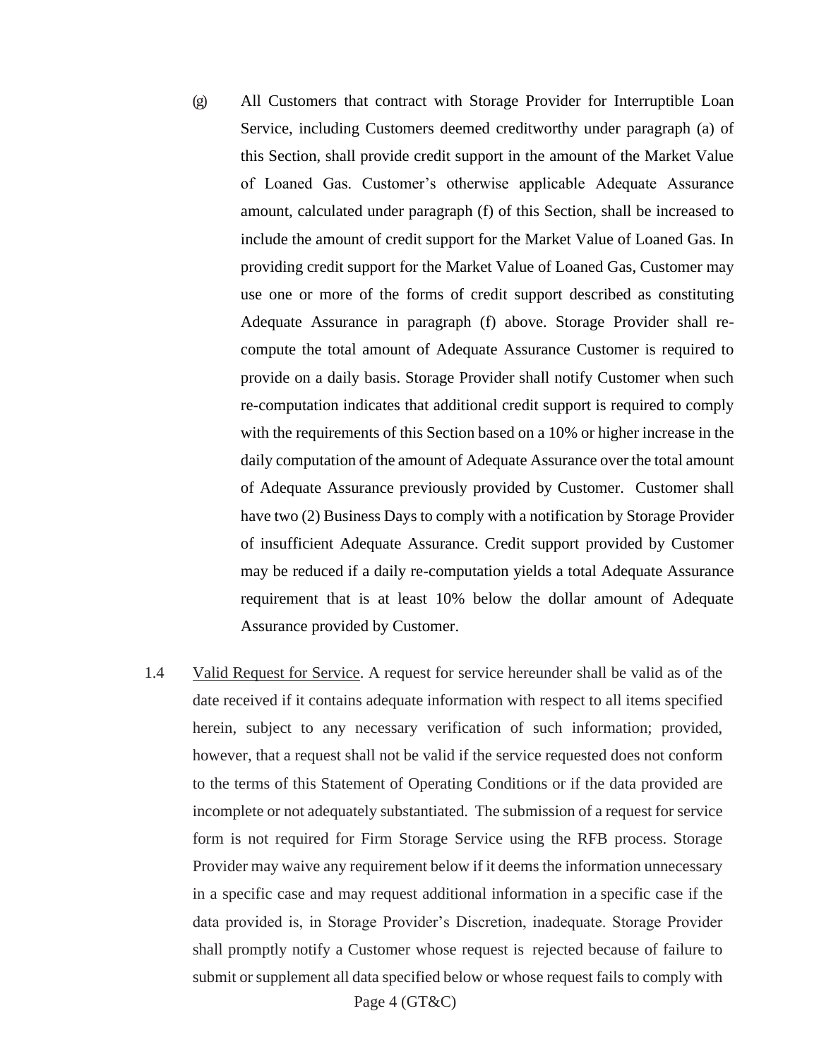(g) All Customers that contract with Storage Provider for Interruptible Loan Service, including Customers deemed creditworthy under paragraph (a) of this Section, shall provide credit support in the amount of the Market Value of Loaned Gas. Customer's otherwise applicable Adequate Assurance amount, calculated under paragraph (f) of this Section, shall be increased to include the amount of credit support for the Market Value of Loaned Gas. In providing credit support for the Market Value of Loaned Gas, Customer may use one or more of the forms of credit support described as constituting Adequate Assurance in paragraph (f) above. Storage Provider shall re-compute the total amount of Adequate Assurance Customer is required to provide on a daily basis. Storage Provider shall notify Customer when such re-computation indicates that additional credit support is required to comply with the requirements of this Section based on a 10% or higher increase in the daily computation of the amount of Adequate Assurance over the total amount of Adequate Assurance previously provided by Customer. Customer shall have two (2) Business Days to comply with a notification by Storage Provider of insufficient Adequate Assurance. Credit support provided by Customer may be reduced if a daily re-computation yields a total Adequate Assurance requirement that is at least 10% below the dollar amount of Adequate Assurance provided by Customer.

1.4 Valid Request for Service. A request for service hereunder shall be valid as of the date received if it contains adequate information with respect to all items specified herein, subject to any necessary verification of such information; provided, however, that a request shall not be valid if the service requested does not conform to the terms of this Statement of Operating Conditions or if the data provided are incomplete or not adequately substantiated. The submission of a request for service form is not required for Firm Storage Service using the RFB process. Storage Provider may waive any requirement below if it deems the information unnecessary in a specific case and may request additional information in a specific case if the data provided is, in Storage Provider's Discretion, inadequate. Storage Provider shall promptly notify a Customer whose request is rejected because of failure to submit or supplement all data specified below or whose request fails to comply with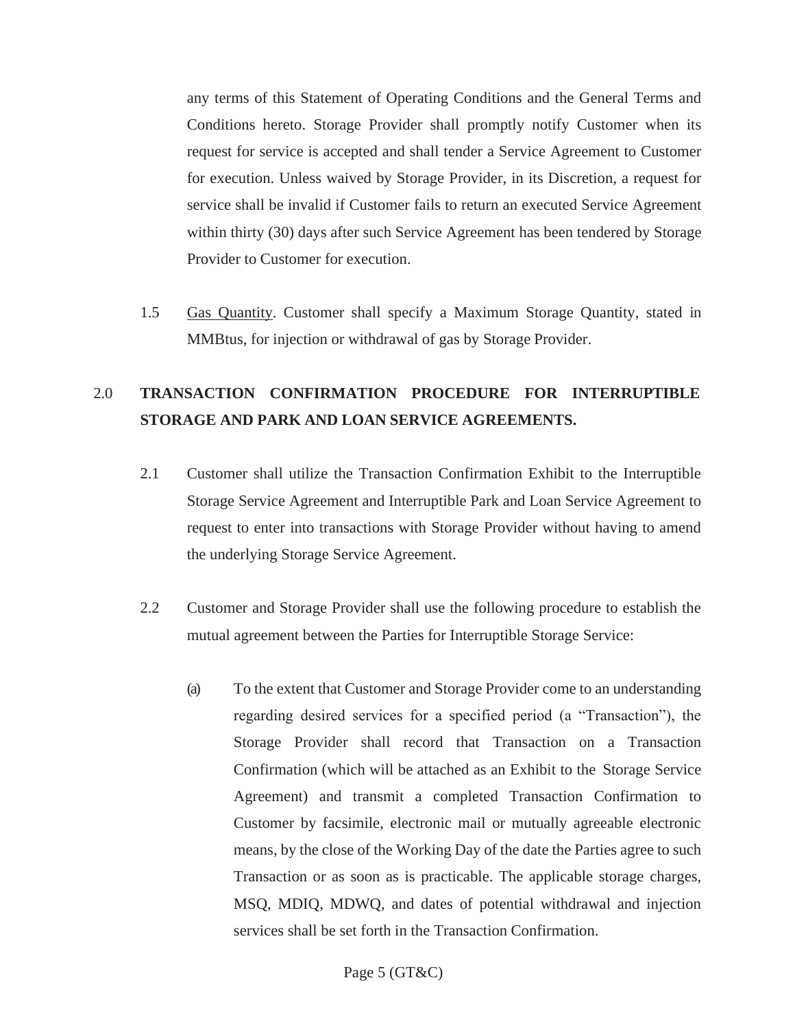any terms of this Statement of Operating Conditions and the General Terms and Conditions hereto. Storage Provider shall promptly notify Customer when its request for service is accepted and shall tender a Service Agreement to Customer for execution. Unless waived by Storage Provider, in its Discretion, a request for service shall be invalid if Customer fails to return an executed Service Agreement within thirty (30) days after such Service Agreement has been tendered by Storage Provider to Customer for execution.

1.5 Gas Quantity. Customer shall specify a Maximum Storage Quantity, stated in MMBtus, for injection or withdrawal of gas by Storage Provider.

## 2.0 TRANSACTION CONFIRMATION PROCEDURE FOR INTERRUPTIBLE STORAGE AND PARK AND LOAN SERVICE AGREEMENTS.

2.1 Customer shall utilize the Transaction Confirmation Exhibit to the Interruptible Storage Service Agreement and Interruptible Park and Loan Service Agreement to request to enter into transactions with Storage Provider without having to amend the underlying Storage Service Agreement.

2.2 Customer and Storage Provider shall use the following procedure to establish the mutual agreement between the Parties for Interruptible Storage Service:

(a) To the extent that Customer and Storage Provider come to an understanding regarding desired services for a specified period (a "Transaction"), the Storage Provider shall record that Transaction on a Transaction Confirmation (which will be attached as an Exhibit to the Storage Service Agreement) and transmit a completed Transaction Confirmation to Customer by facsimile, electronic mail or mutually agreeable electronic means, by the close of the Working Day of the date the Parties agree to such Transaction or as soon as is practicable. The applicable storage charges, MSQ, MDIQ, MDWQ, and dates of potential withdrawal and injection services shall be set forth in the Transaction Confirmation.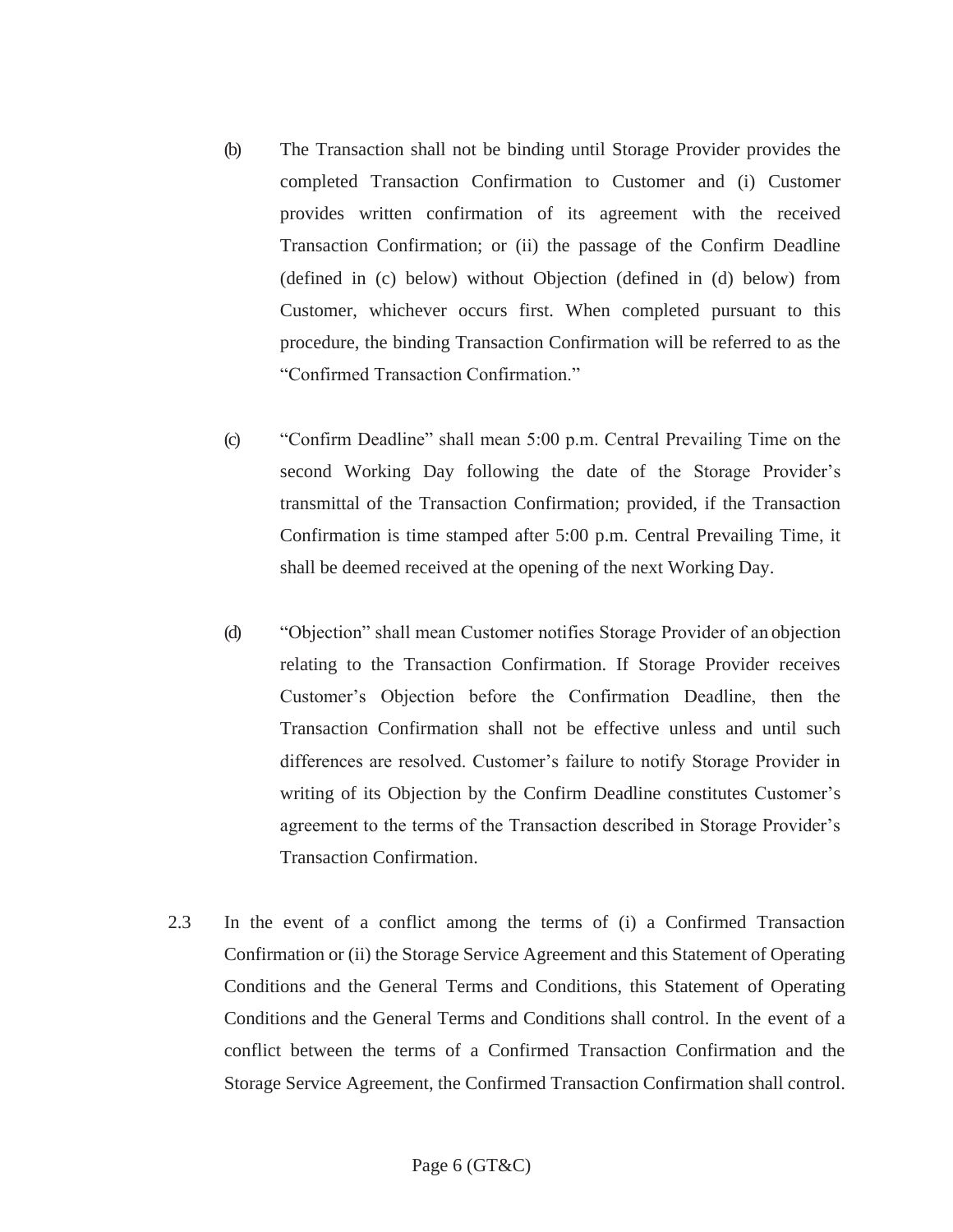(b) The Transaction shall not be binding until Storage Provider provides the completed Transaction Confirmation to Customer and (i) Customer provides written confirmation of its agreement with the received Transaction Confirmation; or (ii) the passage of the Confirm Deadline (defined in (c) below) without Objection (defined in (d) below) from Customer, whichever occurs first. When completed pursuant to this procedure, the binding Transaction Confirmation will be referred to as the "Confirmed Transaction Confirmation."

(c) "Confirm Deadline" shall mean 5:00 p.m. Central Prevailing Time on the second Working Day following the date of the Storage Provider's transmittal of the Transaction Confirmation; provided, if the Transaction Confirmation is time stamped after 5:00 p.m. Central Prevailing Time, it shall be deemed received at the opening of the next Working Day.

(d) "Objection" shall mean Customer notifies Storage Provider of an objection relating to the Transaction Confirmation. If Storage Provider receives Customer's Objection before the Confirmation Deadline, then the Transaction Confirmation shall not be effective unless and until such differences are resolved. Customer's failure to notify Storage Provider in writing of its Objection by the Confirm Deadline constitutes Customer's agreement to the terms of the Transaction described in Storage Provider's Transaction Confirmation.

2.3 In the event of a conflict among the terms of (i) a Confirmed Transaction Confirmation or (ii) the Storage Service Agreement and this Statement of Operating Conditions and the General Terms and Conditions, this Statement of Operating Conditions and the General Terms and Conditions shall control. In the event of a conflict between the terms of a Confirmed Transaction Confirmation and the Storage Service Agreement, the Confirmed Transaction Confirmation shall control.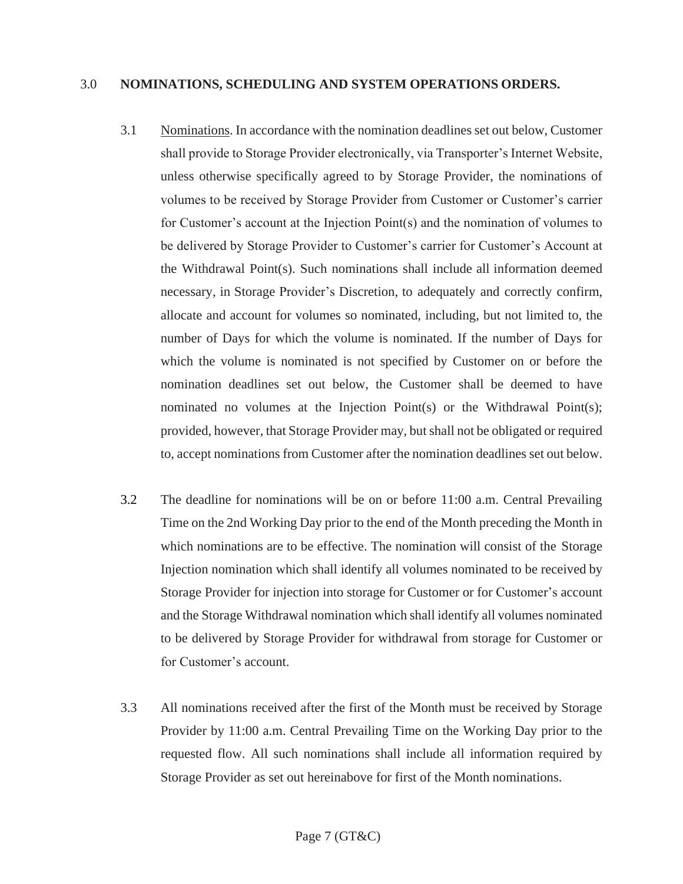## 3.0 NOMINATIONS, SCHEDULING AND SYSTEM OPERATIONS ORDERS.

3.1 Nominations. In accordance with the nomination deadlines set out below, Customer shall provide to Storage Provider electronically, via Transporter's Internet Website, unless otherwise specifically agreed to by Storage Provider, the nominations of volumes to be received by Storage Provider from Customer or Customer's carrier for Customer's account at the Injection Point(s) and the nomination of volumes to be delivered by Storage Provider to Customer's carrier for Customer's Account at the Withdrawal Point(s). Such nominations shall include all information deemed necessary, in Storage Provider's Discretion, to adequately and correctly confirm, allocate and account for volumes so nominated, including, but not limited to, the number of Days for which the volume is nominated. If the number of Days for which the volume is nominated is not specified by Customer on or before the nomination deadlines set out below, the Customer shall be deemed to have nominated no volumes at the Injection Point(s) or the Withdrawal Point(s); provided, however, that Storage Provider may, but shall not be obligated or required to, accept nominations from Customer after the nomination deadlines set out below.

3.2 The deadline for nominations will be on or before 11:00 a.m. Central Prevailing Time on the 2nd Working Day prior to the end of the Month preceding the Month in which nominations are to be effective. The nomination will consist of the Storage Injection nomination which shall identify all volumes nominated to be received by Storage Provider for injection into storage for Customer or for Customer's account and the Storage Withdrawal nomination which shall identify all volumes nominated to be delivered by Storage Provider for withdrawal from storage for Customer or for Customer's account.

3.3 All nominations received after the first of the Month must be received by Storage Provider by 11:00 a.m. Central Prevailing Time on the Working Day prior to the requested flow. All such nominations shall include all information required by Storage Provider as set out hereinabove for first of the Month nominations.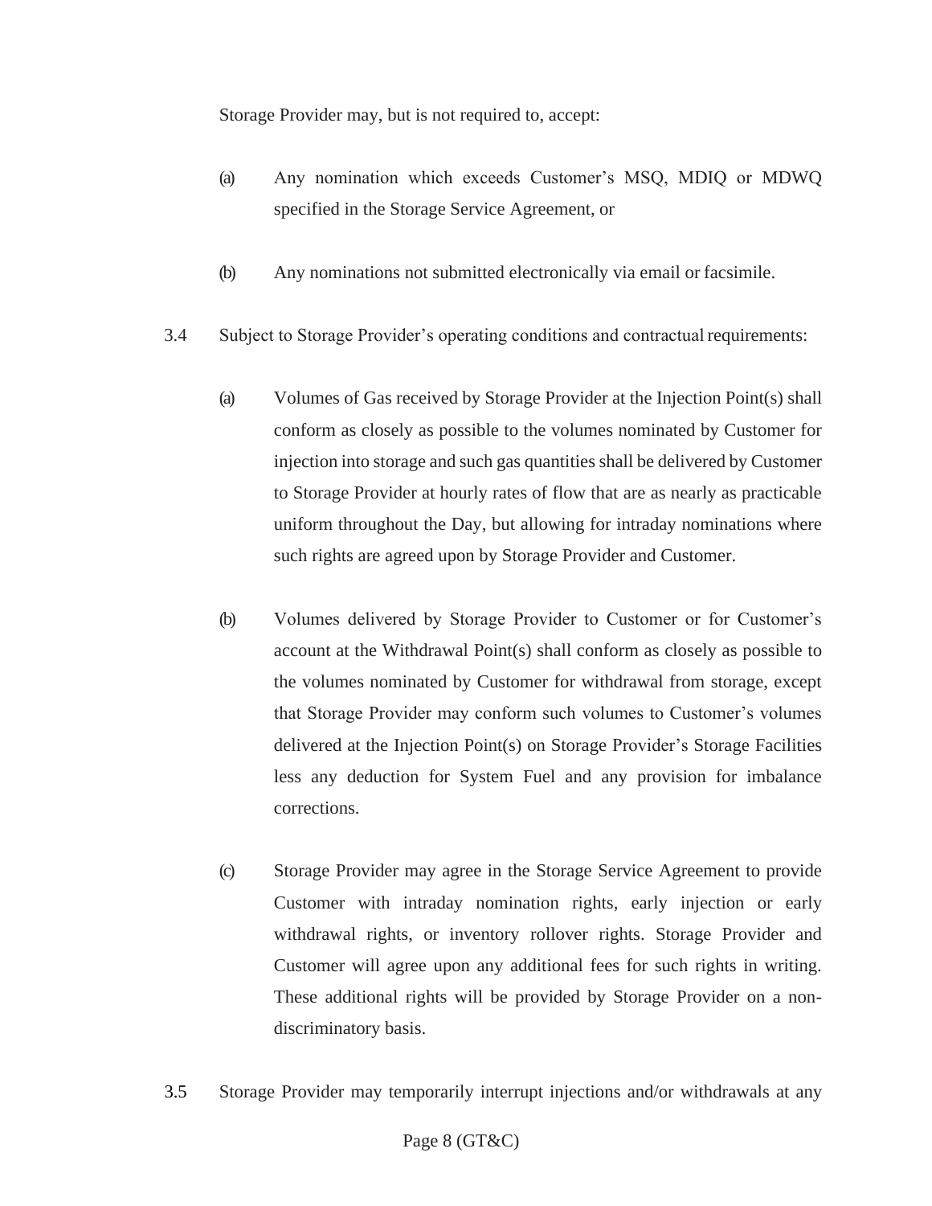Storage Provider may, but is not required to, accept:

(a) Any nomination which exceeds Customer's MSQ, MDIQ or MDWQ specified in the Storage Service Agreement, or

(b) Any nominations not submitted electronically via email or facsimile.

3.4 Subject to Storage Provider's operating conditions and contractual requirements:

(a) Volumes of Gas received by Storage Provider at the Injection Point(s) shall conform as closely as possible to the volumes nominated by Customer for injection into storage and such gas quantities shall be delivered by Customer to Storage Provider at hourly rates of flow that are as nearly as practicable uniform throughout the Day, but allowing for intraday nominations where such rights are agreed upon by Storage Provider and Customer.

(b) Volumes delivered by Storage Provider to Customer or for Customer's account at the Withdrawal Point(s) shall conform as closely as possible to the volumes nominated by Customer for withdrawal from storage, except that Storage Provider may conform such volumes to Customer's volumes delivered at the Injection Point(s) on Storage Provider's Storage Facilities less any deduction for System Fuel and any provision for imbalance corrections.

(c) Storage Provider may agree in the Storage Service Agreement to provide Customer with intraday nomination rights, early injection or early withdrawal rights, or inventory rollover rights. Storage Provider and Customer will agree upon any additional fees for such rights in writing. These additional rights will be provided by Storage Provider on a non-discriminatory basis.

3.5 Storage Provider may temporarily interrupt injections and/or withdrawals at any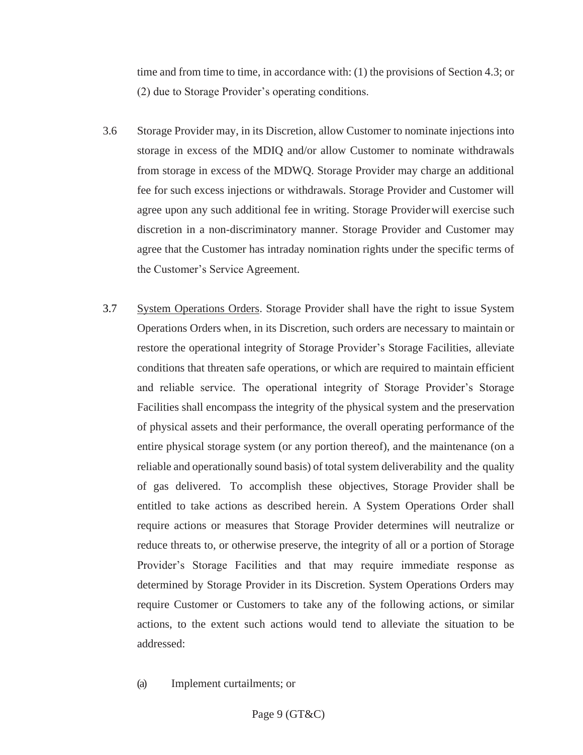time and from time to time, in accordance with: (1) the provisions of Section 4.3; or (2) due to Storage Provider's operating conditions.

3.6 Storage Provider may, in its Discretion, allow Customer to nominate injections into storage in excess of the MDIQ and/or allow Customer to nominate withdrawals from storage in excess of the MDWQ. Storage Provider may charge an additional fee for such excess injections or withdrawals. Storage Provider and Customer will agree upon any such additional fee in writing. Storage Provider will exercise such discretion in a non-discriminatory manner. Storage Provider and Customer may agree that the Customer has intraday nomination rights under the specific terms of the Customer's Service Agreement.

3.7 System Operations Orders. Storage Provider shall have the right to issue System Operations Orders when, in its Discretion, such orders are necessary to maintain or restore the operational integrity of Storage Provider's Storage Facilities, alleviate conditions that threaten safe operations, or which are required to maintain efficient and reliable service. The operational integrity of Storage Provider's Storage Facilities shall encompass the integrity of the physical system and the preservation of physical assets and their performance, the overall operating performance of the entire physical storage system (or any portion thereof), and the maintenance (on a reliable and operationally sound basis) of total system deliverability and the quality of gas delivered. To accomplish these objectives, Storage Provider shall be entitled to take actions as described herein. A System Operations Order shall require actions or measures that Storage Provider determines will neutralize or reduce threats to, or otherwise preserve, the integrity of all or a portion of Storage Provider's Storage Facilities and that may require immediate response as determined by Storage Provider in its Discretion. System Operations Orders may require Customer or Customers to take any of the following actions, or similar actions, to the extent such actions would tend to alleviate the situation to be addressed:

(a) Implement curtailments; or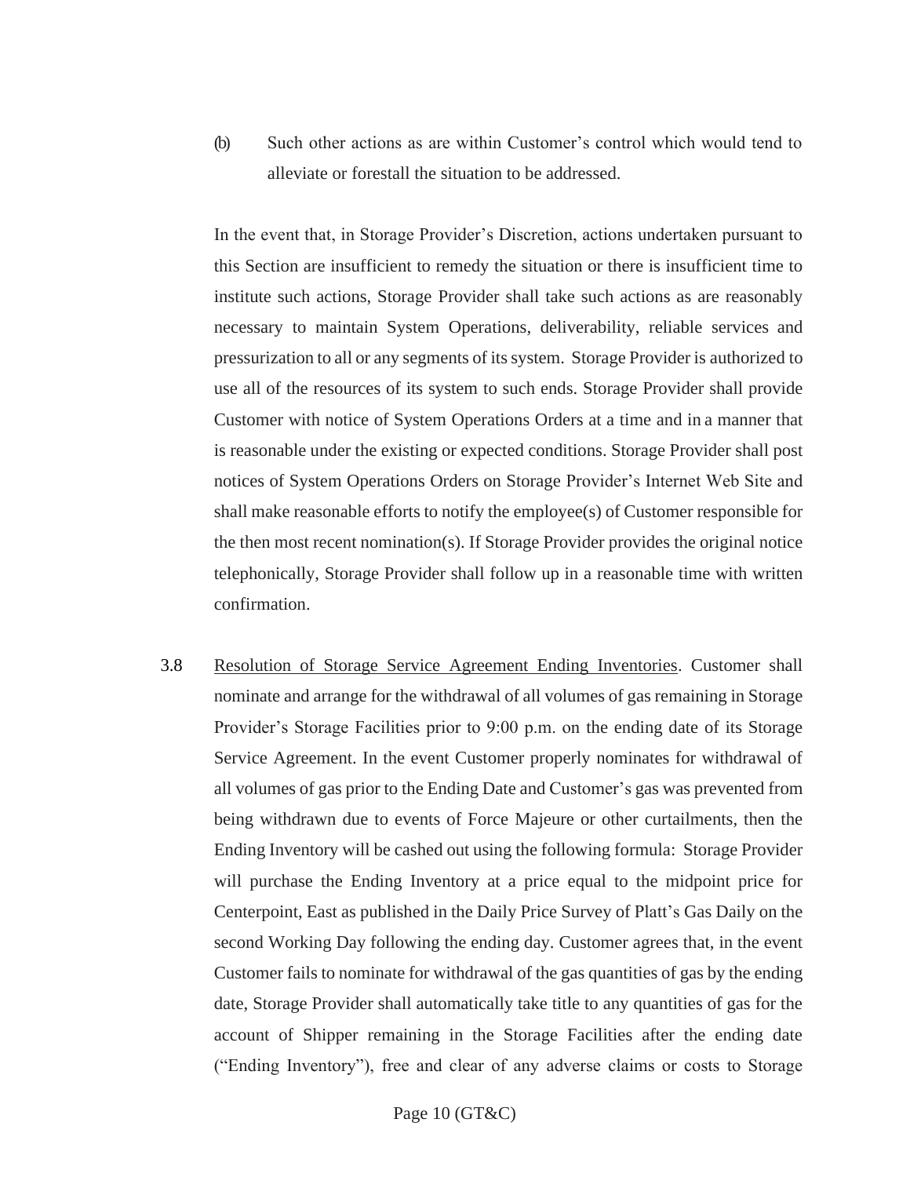(b) Such other actions as are within Customer's control which would tend to alleviate or forestall the situation to be addressed.

In the event that, in Storage Provider's Discretion, actions undertaken pursuant to this Section are insufficient to remedy the situation or there is insufficient time to institute such actions, Storage Provider shall take such actions as are reasonably necessary to maintain System Operations, deliverability, reliable services and pressurization to all or any segments of its system. Storage Provider is authorized to use all of the resources of its system to such ends. Storage Provider shall provide Customer with notice of System Operations Orders at a time and in a manner that is reasonable under the existing or expected conditions. Storage Provider shall post notices of System Operations Orders on Storage Provider's Internet Web Site and shall make reasonable efforts to notify the employee(s) of Customer responsible for the then most recent nomination(s). If Storage Provider provides the original notice telephonically, Storage Provider shall follow up in a reasonable time with written confirmation.

3.8 Resolution of Storage Service Agreement Ending Inventories. Customer shall nominate and arrange for the withdrawal of all volumes of gas remaining in Storage Provider's Storage Facilities prior to 9:00 p.m. on the ending date of its Storage Service Agreement. In the event Customer properly nominates for withdrawal of all volumes of gas prior to the Ending Date and Customer's gas was prevented from being withdrawn due to events of Force Majeure or other curtailments, then the Ending Inventory will be cashed out using the following formula: Storage Provider will purchase the Ending Inventory at a price equal to the midpoint price for Centerpoint, East as published in the Daily Price Survey of Platt's Gas Daily on the second Working Day following the ending day. Customer agrees that, in the event Customer fails to nominate for withdrawal of the gas quantities of gas by the ending date, Storage Provider shall automatically take title to any quantities of gas for the account of Shipper remaining in the Storage Facilities after the ending date ("Ending Inventory"), free and clear of any adverse claims or costs to Storage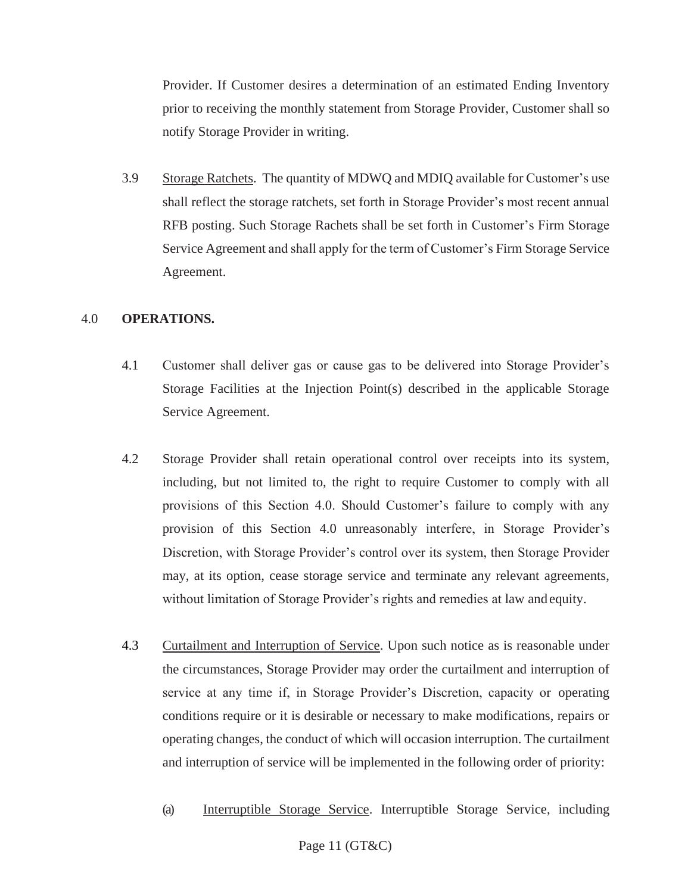Provider. If Customer desires a determination of an estimated Ending Inventory prior to receiving the monthly statement from Storage Provider, Customer shall so notify Storage Provider in writing.

3.9 Storage Ratchets. The quantity of MDWQ and MDIQ available for Customer's use shall reflect the storage ratchets, set forth in Storage Provider's most recent annual RFB posting. Such Storage Rachets shall be set forth in Customer's Firm Storage Service Agreement and shall apply for the term of Customer's Firm Storage Service Agreement.

## 4.0 **OPERATIONS.**

4.1 Customer shall deliver gas or cause gas to be delivered into Storage Provider's Storage Facilities at the Injection Point(s) described in the applicable Storage Service Agreement.

4.2 Storage Provider shall retain operational control over receipts into its system, including, but not limited to, the right to require Customer to comply with all provisions of this Section 4.0. Should Customer's failure to comply with any provision of this Section 4.0 unreasonably interfere, in Storage Provider's Discretion, with Storage Provider's control over its system, then Storage Provider may, at its option, cease storage service and terminate any relevant agreements, without limitation of Storage Provider's rights and remedies at law and equity.

4.3 Curtailment and Interruption of Service. Upon such notice as is reasonable under the circumstances, Storage Provider may order the curtailment and interruption of service at any time if, in Storage Provider's Discretion, capacity or operating conditions require or it is desirable or necessary to make modifications, repairs or operating changes, the conduct of which will occasion interruption. The curtailment and interruption of service will be implemented in the following order of priority:

(a) Interruptible Storage Service. Interruptible Storage Service, including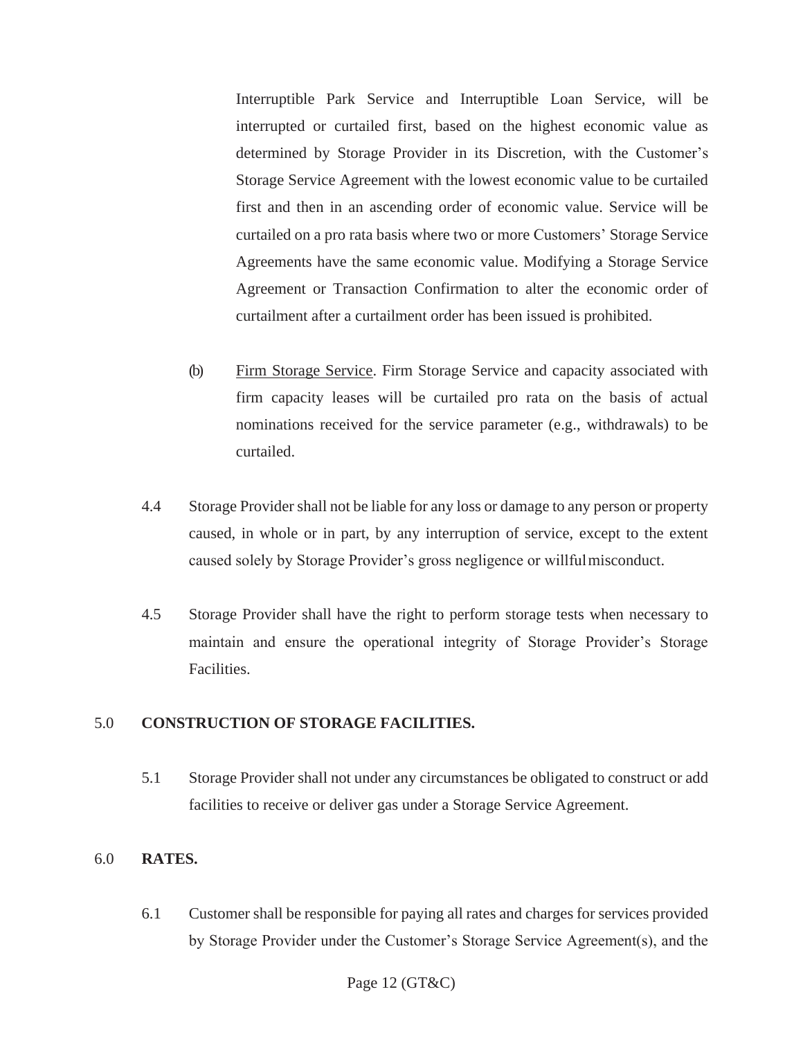Interruptible Park Service and Interruptible Loan Service, will be interrupted or curtailed first, based on the highest economic value as determined by Storage Provider in its Discretion, with the Customer's Storage Service Agreement with the lowest economic value to be curtailed first and then in an ascending order of economic value. Service will be curtailed on a pro rata basis where two or more Customers' Storage Service Agreements have the same economic value. Modifying a Storage Service Agreement or Transaction Confirmation to alter the economic order of curtailment after a curtailment order has been issued is prohibited.

(b) Firm Storage Service. Firm Storage Service and capacity associated with firm capacity leases will be curtailed pro rata on the basis of actual nominations received for the service parameter (e.g., withdrawals) to be curtailed.

4.4 Storage Provider shall not be liable for any loss or damage to any person or property caused, in whole or in part, by any interruption of service, except to the extent caused solely by Storage Provider's gross negligence or willful misconduct.

4.5 Storage Provider shall have the right to perform storage tests when necessary to maintain and ensure the operational integrity of Storage Provider's Storage Facilities.

## 5.0 CONSTRUCTION OF STORAGE FACILITIES.

5.1 Storage Provider shall not under any circumstances be obligated to construct or add facilities to receive or deliver gas under a Storage Service Agreement.

## 6.0 RATES.

6.1 Customer shall be responsible for paying all rates and charges for services provided by Storage Provider under the Customer's Storage Service Agreement(s), and the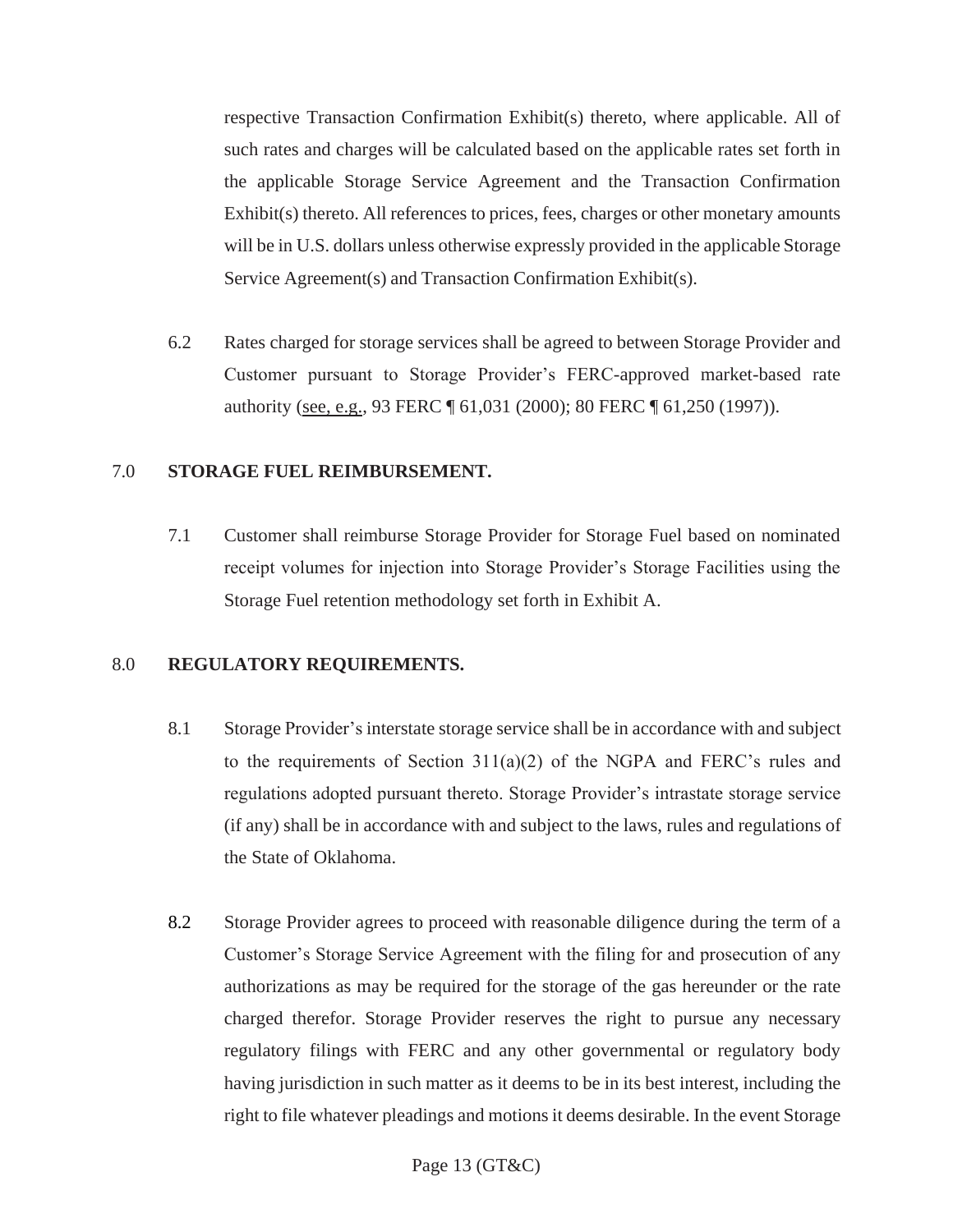respective Transaction Confirmation Exhibit(s) thereto, where applicable. All of such rates and charges will be calculated based on the applicable rates set forth in the applicable Storage Service Agreement and the Transaction Confirmation Exhibit(s) thereto. All references to prices, fees, charges or other monetary amounts will be in U.S. dollars unless otherwise expressly provided in the applicable Storage Service Agreement(s) and Transaction Confirmation Exhibit(s).

6.2 Rates charged for storage services shall be agreed to between Storage Provider and Customer pursuant to Storage Provider's FERC-approved market-based rate authority (see, e.g., 93 FERC ¶ 61,031 (2000); 80 FERC ¶ 61,250 (1997)).

## 7.0 STORAGE FUEL REIMBURSEMENT.

7.1 Customer shall reimburse Storage Provider for Storage Fuel based on nominated receipt volumes for injection into Storage Provider's Storage Facilities using the Storage Fuel retention methodology set forth in Exhibit A.

## 8.0 REGULATORY REQUIREMENTS.

8.1 Storage Provider's interstate storage service shall be in accordance with and subject to the requirements of Section 311(a)(2) of the NGPA and FERC's rules and regulations adopted pursuant thereto. Storage Provider's intrastate storage service (if any) shall be in accordance with and subject to the laws, rules and regulations of the State of Oklahoma.

8.2 Storage Provider agrees to proceed with reasonable diligence during the term of a Customer's Storage Service Agreement with the filing for and prosecution of any authorizations as may be required for the storage of the gas hereunder or the rate charged therefor. Storage Provider reserves the right to pursue any necessary regulatory filings with FERC and any other governmental or regulatory body having jurisdiction in such matter as it deems to be in its best interest, including the right to file whatever pleadings and motions it deems desirable. In the event Storage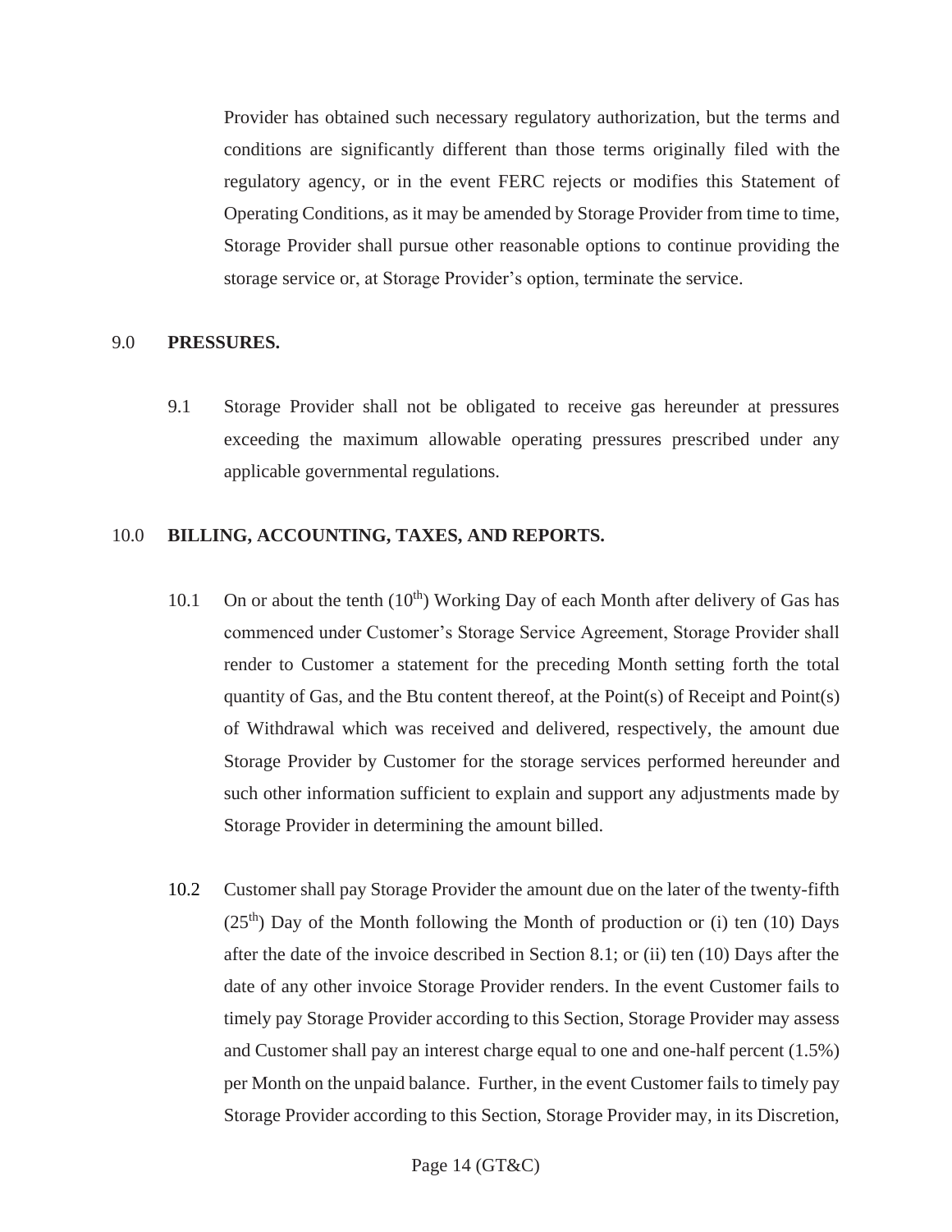Provider has obtained such necessary regulatory authorization, but the terms and conditions are significantly different than those terms originally filed with the regulatory agency, or in the event FERC rejects or modifies this Statement of Operating Conditions, as it may be amended by Storage Provider from time to time, Storage Provider shall pursue other reasonable options to continue providing the storage service or, at Storage Provider's option, terminate the service.

## 9.0 **PRESSURES.**

9.1 Storage Provider shall not be obligated to receive gas hereunder at pressures exceeding the maximum allowable operating pressures prescribed under any applicable governmental regulations.

## 10.0 **BILLING, ACCOUNTING, TAXES, AND REPORTS.**

10.1 On or about the tenth (10th) Working Day of each Month after delivery of Gas has commenced under Customer's Storage Service Agreement, Storage Provider shall render to Customer a statement for the preceding Month setting forth the total quantity of Gas, and the Btu content thereof, at the Point(s) of Receipt and Point(s) of Withdrawal which was received and delivered, respectively, the amount due Storage Provider by Customer for the storage services performed hereunder and such other information sufficient to explain and support any adjustments made by Storage Provider in determining the amount billed.

10.2 Customer shall pay Storage Provider the amount due on the later of the twenty-fifth (25th) Day of the Month following the Month of production or (i) ten (10) Days after the date of the invoice described in Section 8.1; or (ii) ten (10) Days after the date of any other invoice Storage Provider renders. In the event Customer fails to timely pay Storage Provider according to this Section, Storage Provider may assess and Customer shall pay an interest charge equal to one and one-half percent (1.5%) per Month on the unpaid balance. Further, in the event Customer fails to timely pay Storage Provider according to this Section, Storage Provider may, in its Discretion,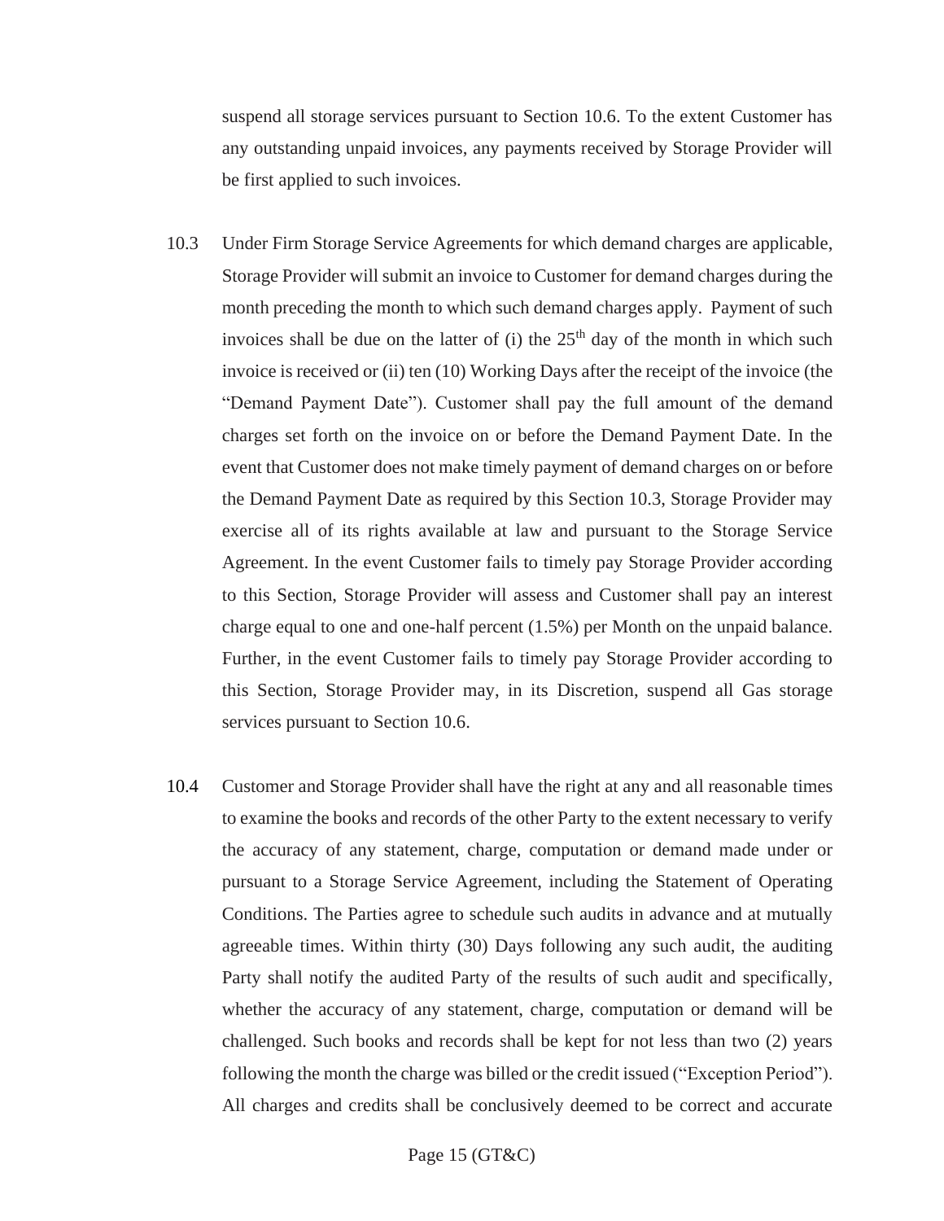suspend all storage services pursuant to Section 10.6. To the extent Customer has any outstanding unpaid invoices, any payments received by Storage Provider will be first applied to such invoices.

10.3 Under Firm Storage Service Agreements for which demand charges are applicable, Storage Provider will submit an invoice to Customer for demand charges during the month preceding the month to which such demand charges apply. Payment of such invoices shall be due on the latter of (i) the 25th day of the month in which such invoice is received or (ii) ten (10) Working Days after the receipt of the invoice (the "Demand Payment Date"). Customer shall pay the full amount of the demand charges set forth on the invoice on or before the Demand Payment Date. In the event that Customer does not make timely payment of demand charges on or before the Demand Payment Date as required by this Section 10.3, Storage Provider may exercise all of its rights available at law and pursuant to the Storage Service Agreement. In the event Customer fails to timely pay Storage Provider according to this Section, Storage Provider will assess and Customer shall pay an interest charge equal to one and one-half percent (1.5%) per Month on the unpaid balance. Further, in the event Customer fails to timely pay Storage Provider according to this Section, Storage Provider may, in its Discretion, suspend all Gas storage services pursuant to Section 10.6.

10.4 Customer and Storage Provider shall have the right at any and all reasonable times to examine the books and records of the other Party to the extent necessary to verify the accuracy of any statement, charge, computation or demand made under or pursuant to a Storage Service Agreement, including the Statement of Operating Conditions. The Parties agree to schedule such audits in advance and at mutually agreeable times. Within thirty (30) Days following any such audit, the auditing Party shall notify the audited Party of the results of such audit and specifically, whether the accuracy of any statement, charge, computation or demand will be challenged. Such books and records shall be kept for not less than two (2) years following the month the charge was billed or the credit issued ("Exception Period"). All charges and credits shall be conclusively deemed to be correct and accurate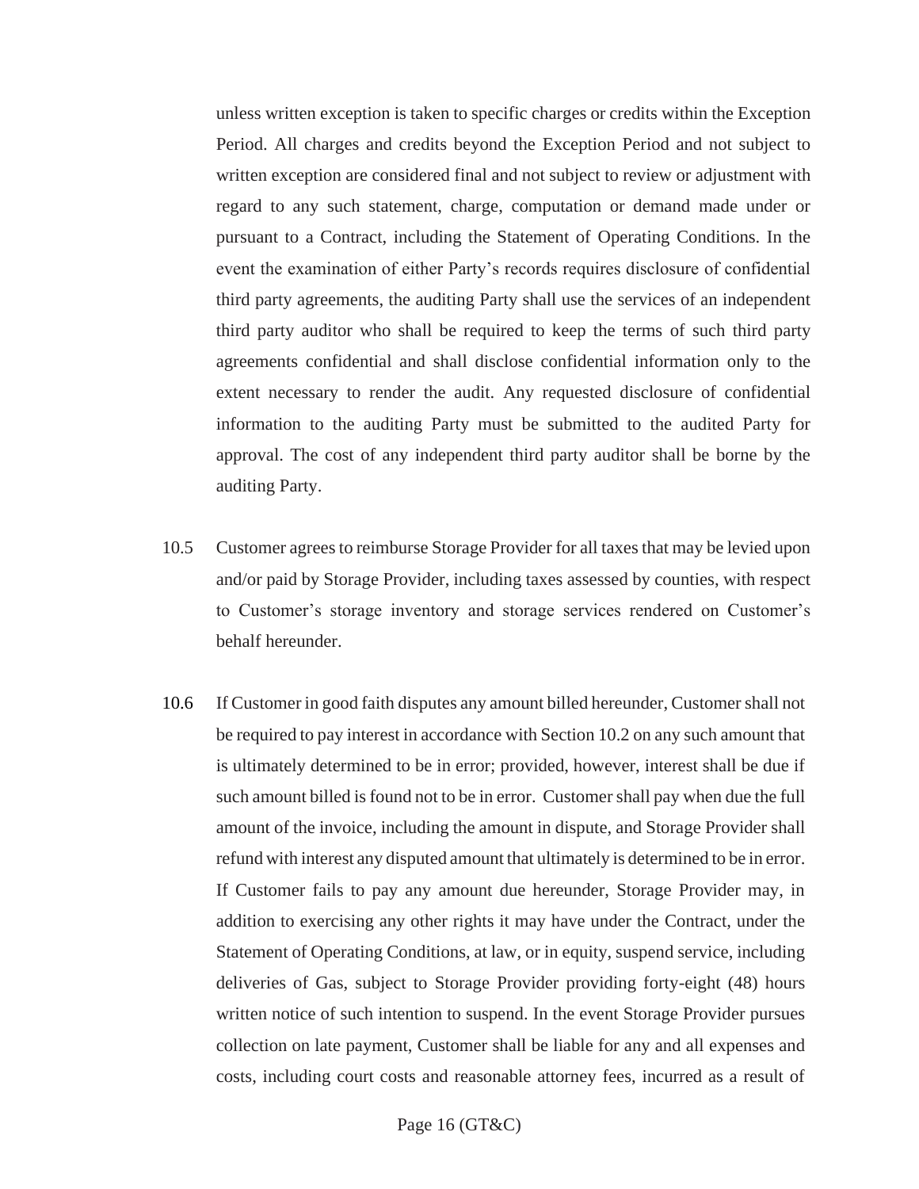unless written exception is taken to specific charges or credits within the Exception Period. All charges and credits beyond the Exception Period and not subject to written exception are considered final and not subject to review or adjustment with regard to any such statement, charge, computation or demand made under or pursuant to a Contract, including the Statement of Operating Conditions. In the event the examination of either Party's records requires disclosure of confidential third party agreements, the auditing Party shall use the services of an independent third party auditor who shall be required to keep the terms of such third party agreements confidential and shall disclose confidential information only to the extent necessary to render the audit. Any requested disclosure of confidential information to the auditing Party must be submitted to the audited Party for approval. The cost of any independent third party auditor shall be borne by the auditing Party.

10.5 Customer agrees to reimburse Storage Provider for all taxes that may be levied upon and/or paid by Storage Provider, including taxes assessed by counties, with respect to Customer's storage inventory and storage services rendered on Customer's behalf hereunder.

10.6 If Customer in good faith disputes any amount billed hereunder, Customer shall not be required to pay interest in accordance with Section 10.2 on any such amount that is ultimately determined to be in error; provided, however, interest shall be due if such amount billed is found not to be in error. Customer shall pay when due the full amount of the invoice, including the amount in dispute, and Storage Provider shall refund with interest any disputed amount that ultimately is determined to be in error. If Customer fails to pay any amount due hereunder, Storage Provider may, in addition to exercising any other rights it may have under the Contract, under the Statement of Operating Conditions, at law, or in equity, suspend service, including deliveries of Gas, subject to Storage Provider providing forty-eight (48) hours written notice of such intention to suspend. In the event Storage Provider pursues collection on late payment, Customer shall be liable for any and all expenses and costs, including court costs and reasonable attorney fees, incurred as a result of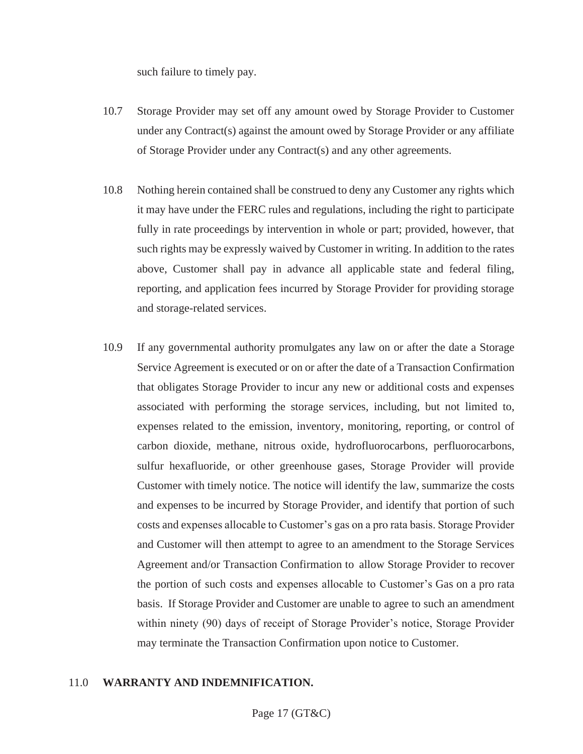such failure to timely pay.

10.7 Storage Provider may set off any amount owed by Storage Provider to Customer under any Contract(s) against the amount owed by Storage Provider or any affiliate of Storage Provider under any Contract(s) and any other agreements.

10.8 Nothing herein contained shall be construed to deny any Customer any rights which it may have under the FERC rules and regulations, including the right to participate fully in rate proceedings by intervention in whole or part; provided, however, that such rights may be expressly waived by Customer in writing. In addition to the rates above, Customer shall pay in advance all applicable state and federal filing, reporting, and application fees incurred by Storage Provider for providing storage and storage-related services.

10.9 If any governmental authority promulgates any law on or after the date a Storage Service Agreement is executed or on or after the date of a Transaction Confirmation that obligates Storage Provider to incur any new or additional costs and expenses associated with performing the storage services, including, but not limited to, expenses related to the emission, inventory, monitoring, reporting, or control of carbon dioxide, methane, nitrous oxide, hydrofluorocarbons, perfluorocarbons, sulfur hexafluoride, or other greenhouse gases, Storage Provider will provide Customer with timely notice. The notice will identify the law, summarize the costs and expenses to be incurred by Storage Provider, and identify that portion of such costs and expenses allocable to Customer's gas on a pro rata basis. Storage Provider and Customer will then attempt to agree to an amendment to the Storage Services Agreement and/or Transaction Confirmation to allow Storage Provider to recover the portion of such costs and expenses allocable to Customer's Gas on a pro rata basis. If Storage Provider and Customer are unable to agree to such an amendment within ninety (90) days of receipt of Storage Provider's notice, Storage Provider may terminate the Transaction Confirmation upon notice to Customer.

## 11.0 WARRANTY AND INDEMNIFICATION.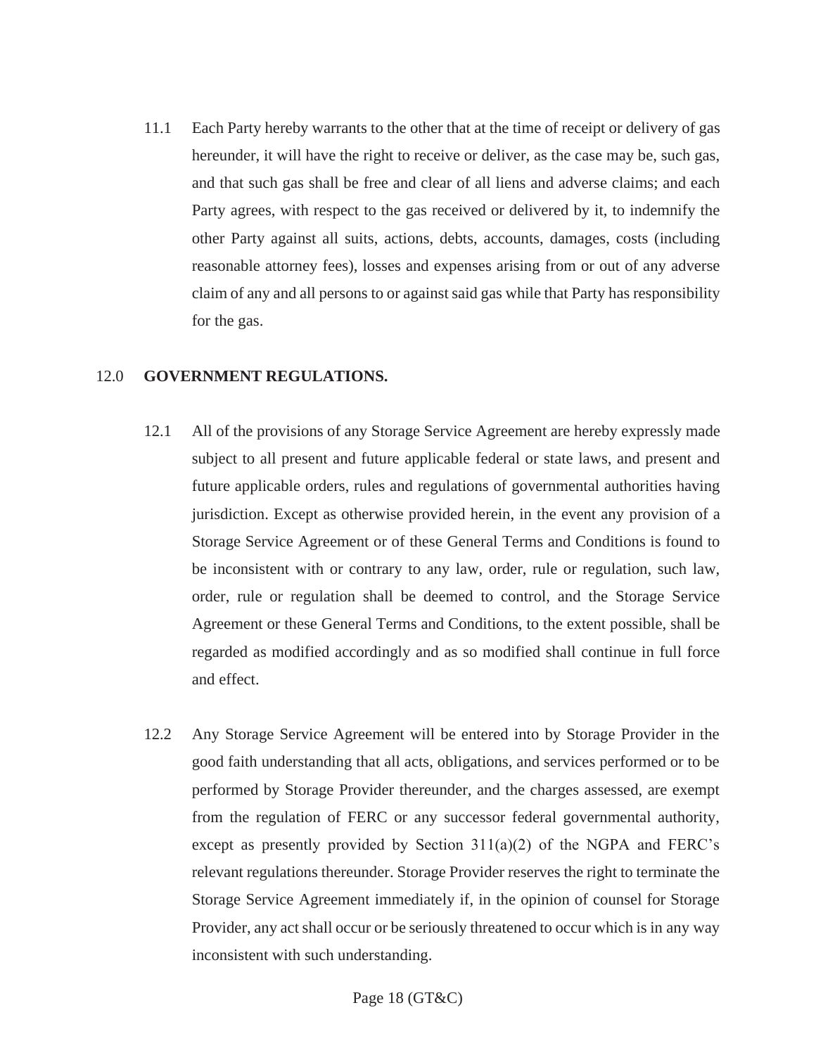11.1 Each Party hereby warrants to the other that at the time of receipt or delivery of gas hereunder, it will have the right to receive or deliver, as the case may be, such gas, and that such gas shall be free and clear of all liens and adverse claims; and each Party agrees, with respect to the gas received or delivered by it, to indemnify the other Party against all suits, actions, debts, accounts, damages, costs (including reasonable attorney fees), losses and expenses arising from or out of any adverse claim of any and all persons to or against said gas while that Party has responsibility for the gas.

## 12.0 GOVERNMENT REGULATIONS.

12.1 All of the provisions of any Storage Service Agreement are hereby expressly made subject to all present and future applicable federal or state laws, and present and future applicable orders, rules and regulations of governmental authorities having jurisdiction. Except as otherwise provided herein, in the event any provision of a Storage Service Agreement or of these General Terms and Conditions is found to be inconsistent with or contrary to any law, order, rule or regulation, such law, order, rule or regulation shall be deemed to control, and the Storage Service Agreement or these General Terms and Conditions, to the extent possible, shall be regarded as modified accordingly and as so modified shall continue in full force and effect.

12.2 Any Storage Service Agreement will be entered into by Storage Provider in the good faith understanding that all acts, obligations, and services performed or to be performed by Storage Provider thereunder, and the charges assessed, are exempt from the regulation of FERC or any successor federal governmental authority, except as presently provided by Section 311(a)(2) of the NGPA and FERC's relevant regulations thereunder. Storage Provider reserves the right to terminate the Storage Service Agreement immediately if, in the opinion of counsel for Storage Provider, any act shall occur or be seriously threatened to occur which is in any way inconsistent with such understanding.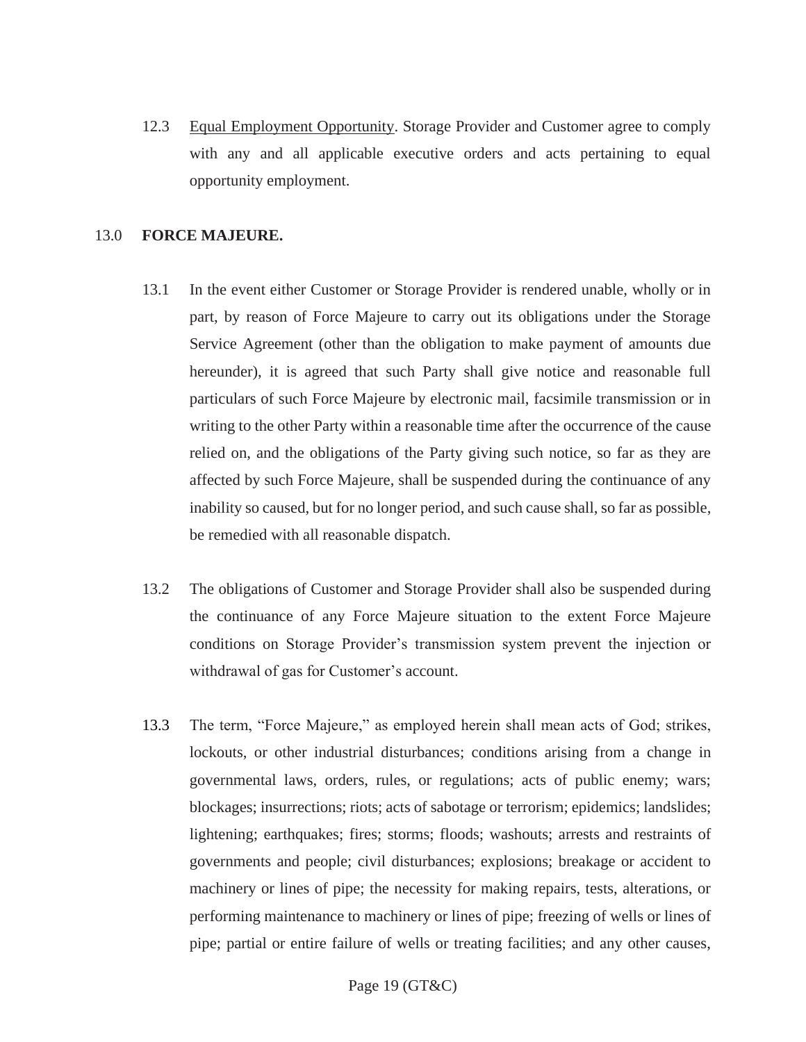12.3 Equal Employment Opportunity. Storage Provider and Customer agree to comply with any and all applicable executive orders and acts pertaining to equal opportunity employment.

## 13.0 **FORCE MAJEURE.**

13.1 In the event either Customer or Storage Provider is rendered unable, wholly or in part, by reason of Force Majeure to carry out its obligations under the Storage Service Agreement (other than the obligation to make payment of amounts due hereunder), it is agreed that such Party shall give notice and reasonable full particulars of such Force Majeure by electronic mail, facsimile transmission or in writing to the other Party within a reasonable time after the occurrence of the cause relied on, and the obligations of the Party giving such notice, so far as they are affected by such Force Majeure, shall be suspended during the continuance of any inability so caused, but for no longer period, and such cause shall, so far as possible, be remedied with all reasonable dispatch.

13.2 The obligations of Customer and Storage Provider shall also be suspended during the continuance of any Force Majeure situation to the extent Force Majeure conditions on Storage Provider's transmission system prevent the injection or withdrawal of gas for Customer's account.

13.3 The term, "Force Majeure," as employed herein shall mean acts of God; strikes, lockouts, or other industrial disturbances; conditions arising from a change in governmental laws, orders, rules, or regulations; acts of public enemy; wars; blockages; insurrections; riots; acts of sabotage or terrorism; epidemics; landslides; lightening; earthquakes; fires; storms; floods; washouts; arrests and restraints of governments and people; civil disturbances; explosions; breakage or accident to machinery or lines of pipe; the necessity for making repairs, tests, alterations, or performing maintenance to machinery or lines of pipe; freezing of wells or lines of pipe; partial or entire failure of wells or treating facilities; and any other causes,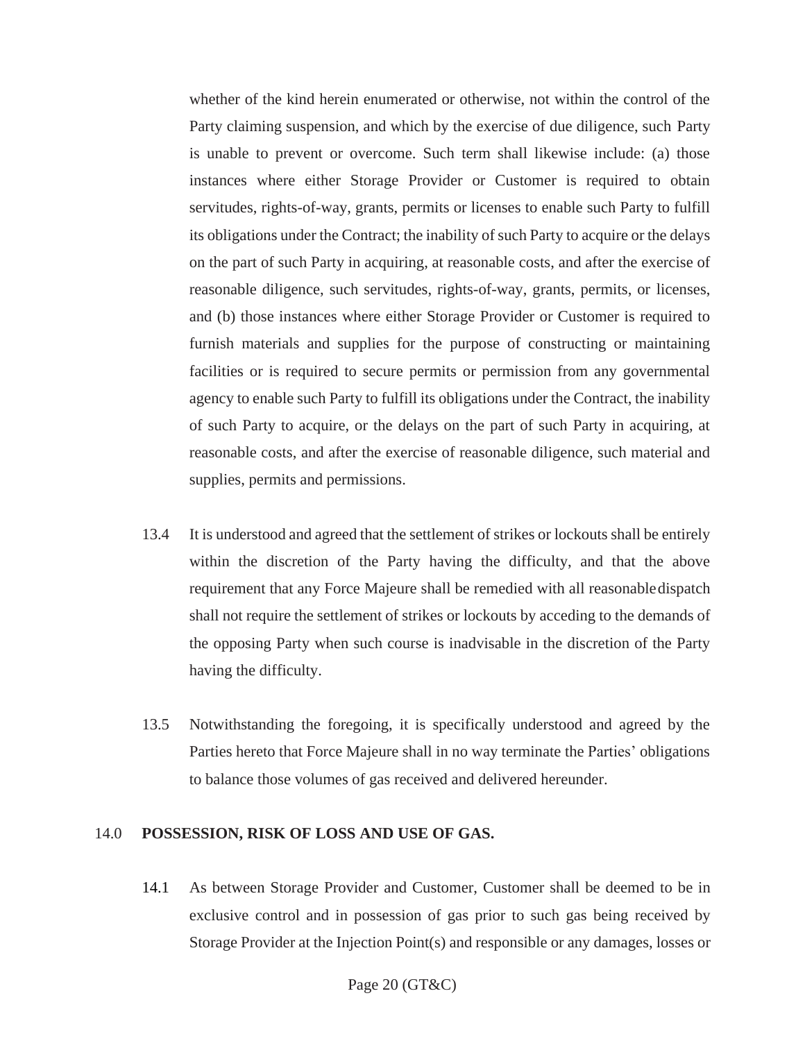whether of the kind herein enumerated or otherwise, not within the control of the Party claiming suspension, and which by the exercise of due diligence, such Party is unable to prevent or overcome. Such term shall likewise include: (a) those instances where either Storage Provider or Customer is required to obtain servitudes, rights-of-way, grants, permits or licenses to enable such Party to fulfill its obligations under the Contract; the inability of such Party to acquire or the delays on the part of such Party in acquiring, at reasonable costs, and after the exercise of reasonable diligence, such servitudes, rights-of-way, grants, permits, or licenses, and (b) those instances where either Storage Provider or Customer is required to furnish materials and supplies for the purpose of constructing or maintaining facilities or is required to secure permits or permission from any governmental agency to enable such Party to fulfill its obligations under the Contract, the inability of such Party to acquire, or the delays on the part of such Party in acquiring, at reasonable costs, and after the exercise of reasonable diligence, such material and supplies, permits and permissions.

13.4 It is understood and agreed that the settlement of strikes or lockouts shall be entirely within the discretion of the Party having the difficulty, and that the above requirement that any Force Majeure shall be remedied with all reasonable dispatch shall not require the settlement of strikes or lockouts by acceding to the demands of the opposing Party when such course is inadvisable in the discretion of the Party having the difficulty.

13.5 Notwithstanding the foregoing, it is specifically understood and agreed by the Parties hereto that Force Majeure shall in no way terminate the Parties' obligations to balance those volumes of gas received and delivered hereunder.

## 14.0 POSSESSION, RISK OF LOSS AND USE OF GAS.

14.1 As between Storage Provider and Customer, Customer shall be deemed to be in exclusive control and in possession of gas prior to such gas being received by Storage Provider at the Injection Point(s) and responsible or any damages, losses or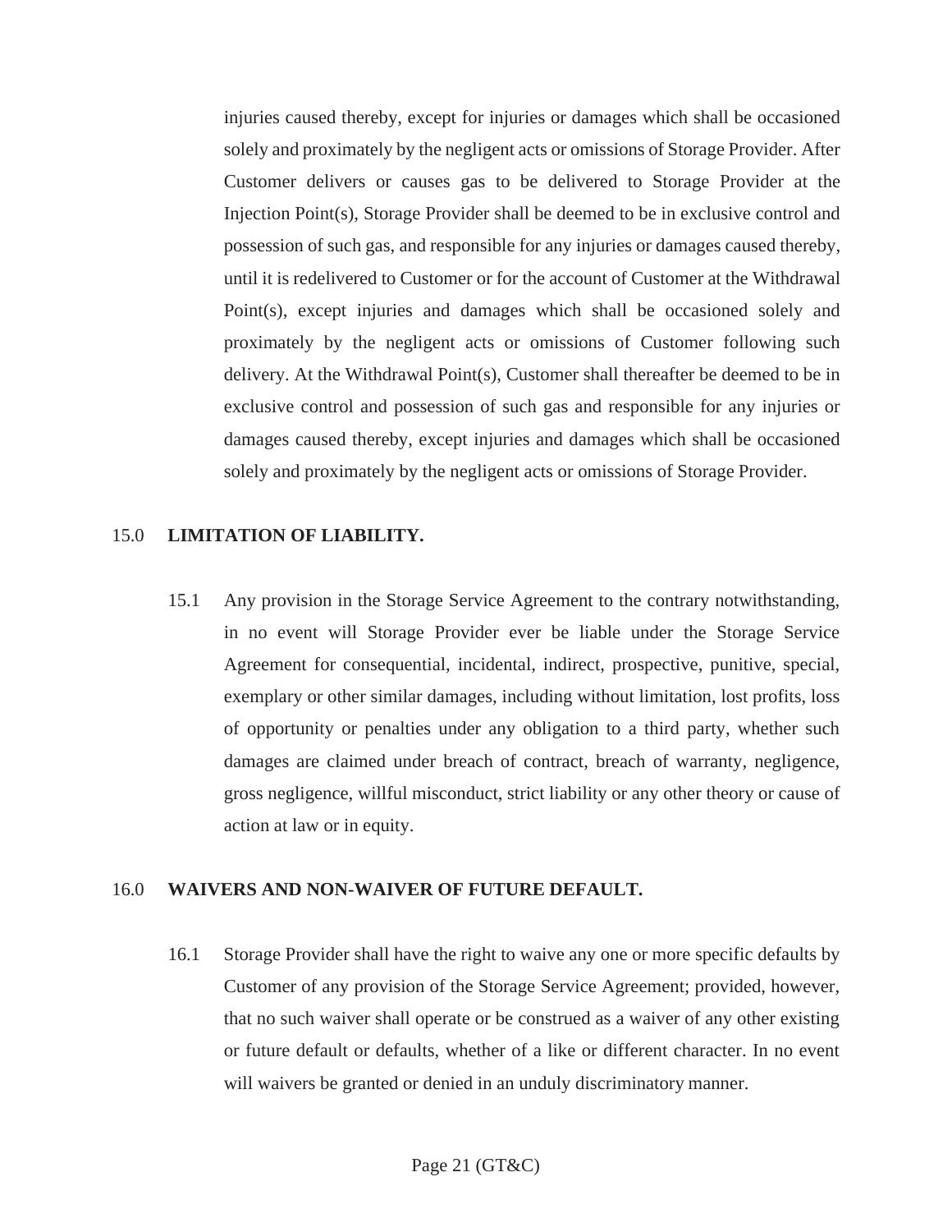injuries caused thereby, except for injuries or damages which shall be occasioned solely and proximately by the negligent acts or omissions of Storage Provider. After Customer delivers or causes gas to be delivered to Storage Provider at the Injection Point(s), Storage Provider shall be deemed to be in exclusive control and possession of such gas, and responsible for any injuries or damages caused thereby, until it is redelivered to Customer or for the account of Customer at the Withdrawal Point(s), except injuries and damages which shall be occasioned solely and proximately by the negligent acts or omissions of Customer following such delivery. At the Withdrawal Point(s), Customer shall thereafter be deemed to be in exclusive control and possession of such gas and responsible for any injuries or damages caused thereby, except injuries and damages which shall be occasioned solely and proximately by the negligent acts or omissions of Storage Provider.

## 15.0 LIMITATION OF LIABILITY.

15.1 Any provision in the Storage Service Agreement to the contrary notwithstanding, in no event will Storage Provider ever be liable under the Storage Service Agreement for consequential, incidental, indirect, prospective, punitive, special, exemplary or other similar damages, including without limitation, lost profits, loss of opportunity or penalties under any obligation to a third party, whether such damages are claimed under breach of contract, breach of warranty, negligence, gross negligence, willful misconduct, strict liability or any other theory or cause of action at law or in equity.

## 16.0 WAIVERS AND NON-WAIVER OF FUTURE DEFAULT.

16.1 Storage Provider shall have the right to waive any one or more specific defaults by Customer of any provision of the Storage Service Agreement; provided, however, that no such waiver shall operate or be construed as a waiver of any other existing or future default or defaults, whether of a like or different character. In no event will waivers be granted or denied in an unduly discriminatory manner.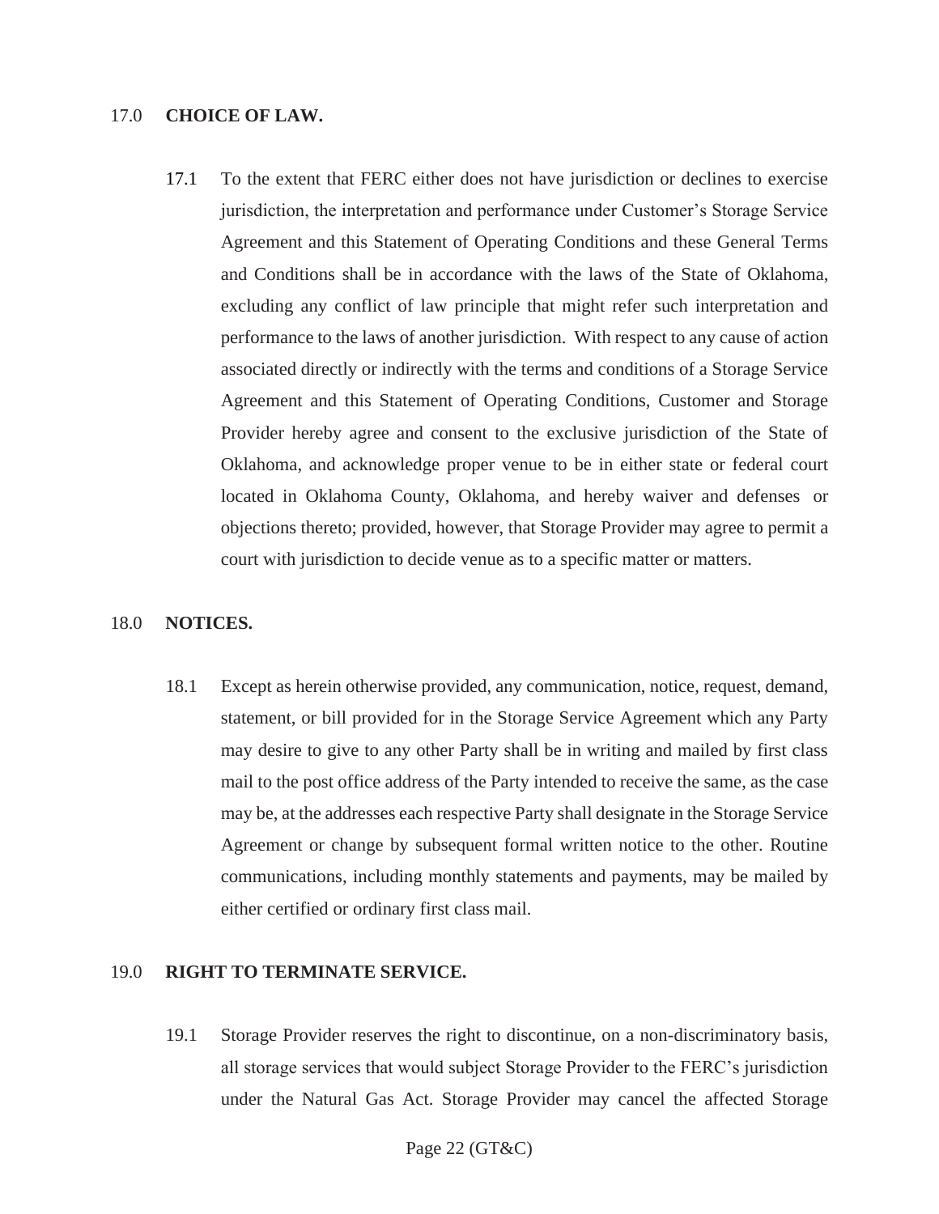## 17.0 CHOICE OF LAW.

17.1 To the extent that FERC either does not have jurisdiction or declines to exercise jurisdiction, the interpretation and performance under Customer's Storage Service Agreement and this Statement of Operating Conditions and these General Terms and Conditions shall be in accordance with the laws of the State of Oklahoma, excluding any conflict of law principle that might refer such interpretation and performance to the laws of another jurisdiction. With respect to any cause of action associated directly or indirectly with the terms and conditions of a Storage Service Agreement and this Statement of Operating Conditions, Customer and Storage Provider hereby agree and consent to the exclusive jurisdiction of the State of Oklahoma, and acknowledge proper venue to be in either state or federal court located in Oklahoma County, Oklahoma, and hereby waiver and defenses or objections thereto; provided, however, that Storage Provider may agree to permit a court with jurisdiction to decide venue as to a specific matter or matters.

## 18.0 NOTICES.

18.1 Except as herein otherwise provided, any communication, notice, request, demand, statement, or bill provided for in the Storage Service Agreement which any Party may desire to give to any other Party shall be in writing and mailed by first class mail to the post office address of the Party intended to receive the same, as the case may be, at the addresses each respective Party shall designate in the Storage Service Agreement or change by subsequent formal written notice to the other. Routine communications, including monthly statements and payments, may be mailed by either certified or ordinary first class mail.

## 19.0 RIGHT TO TERMINATE SERVICE.

19.1 Storage Provider reserves the right to discontinue, on a non-discriminatory basis, all storage services that would subject Storage Provider to the FERC's jurisdiction under the Natural Gas Act. Storage Provider may cancel the affected Storage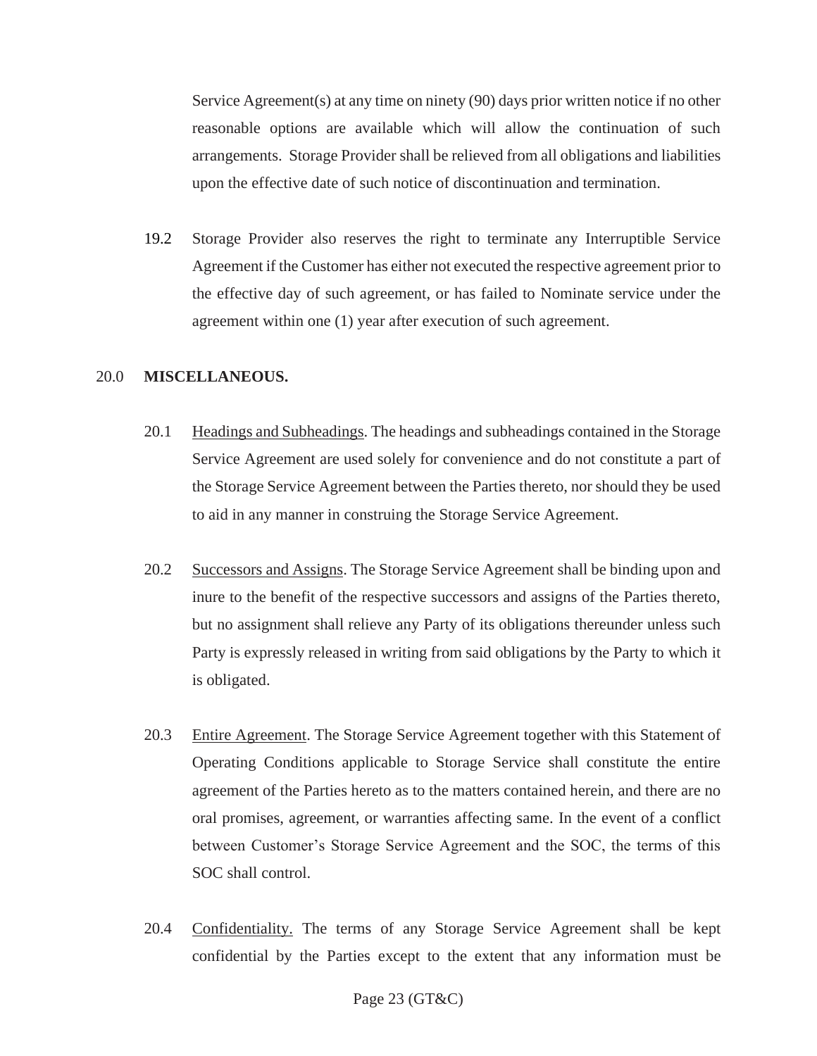Service Agreement(s) at any time on ninety (90) days prior written notice if no other reasonable options are available which will allow the continuation of such arrangements. Storage Provider shall be relieved from all obligations and liabilities upon the effective date of such notice of discontinuation and termination.

19.2 Storage Provider also reserves the right to terminate any Interruptible Service Agreement if the Customer has either not executed the respective agreement prior to the effective day of such agreement, or has failed to Nominate service under the agreement within one (1) year after execution of such agreement.

## 20.0 **MISCELLANEOUS.**

20.1 Headings and Subheadings. The headings and subheadings contained in the Storage Service Agreement are used solely for convenience and do not constitute a part of the Storage Service Agreement between the Parties thereto, nor should they be used to aid in any manner in construing the Storage Service Agreement.

20.2 Successors and Assigns. The Storage Service Agreement shall be binding upon and inure to the benefit of the respective successors and assigns of the Parties thereto, but no assignment shall relieve any Party of its obligations thereunder unless such Party is expressly released in writing from said obligations by the Party to which it is obligated.

20.3 Entire Agreement. The Storage Service Agreement together with this Statement of Operating Conditions applicable to Storage Service shall constitute the entire agreement of the Parties hereto as to the matters contained herein, and there are no oral promises, agreement, or warranties affecting same. In the event of a conflict between Customer's Storage Service Agreement and the SOC, the terms of this SOC shall control.

20.4 Confidentiality. The terms of any Storage Service Agreement shall be kept confidential by the Parties except to the extent that any information must be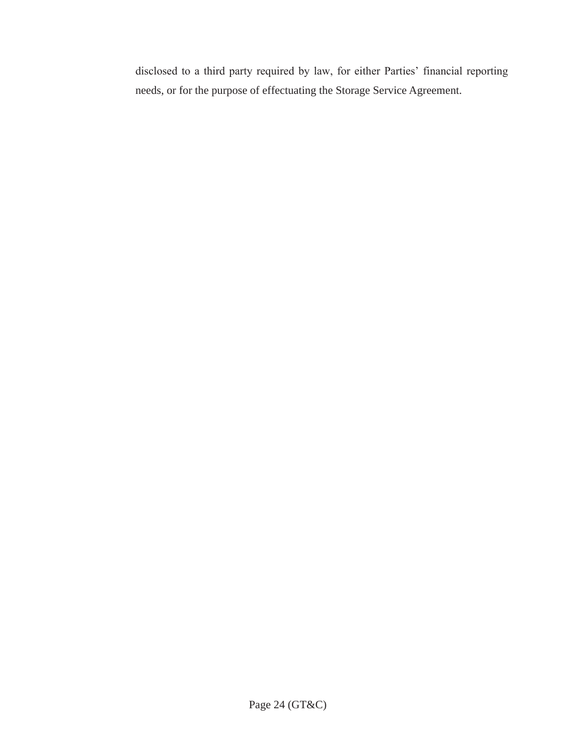disclosed to a third party required by law, for either Parties' financial reporting needs, or for the purpose of effectuating the Storage Service Agreement.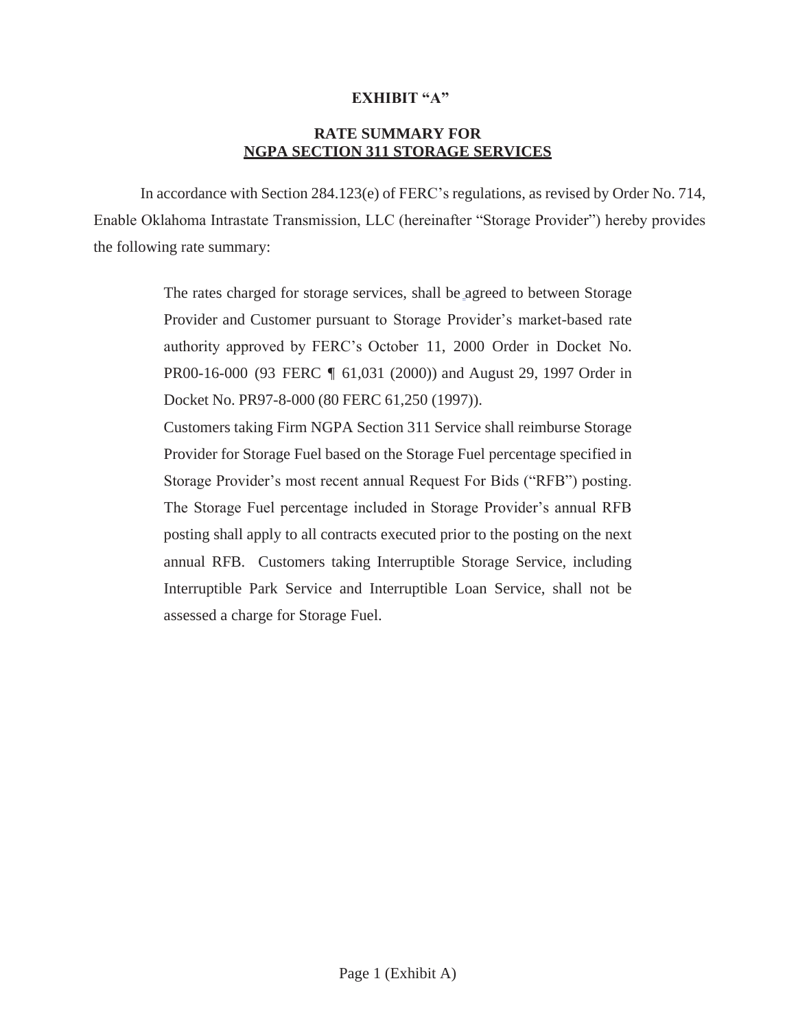**EXHIBIT "A"**

**RATE SUMMARY FOR**
**<u>NGPA SECTION 311 STORAGE SERVICES</u>**

In accordance with Section 284.123(e) of FERC's regulations, as revised by Order No. 714, Enable Oklahoma Intrastate Transmission, LLC (hereinafter "Storage Provider") hereby provides the following rate summary:

> The rates charged for storage services, shall be agreed to between Storage Provider and Customer pursuant to Storage Provider's market-based rate authority approved by FERC's October 11, 2000 Order in Docket No. PR00-16-000 (93 FERC ¶ 61,031 (2000)) and August 29, 1997 Order in Docket No. PR97-8-000 (80 FERC 61,250 (1997)).
>
> Customers taking Firm NGPA Section 311 Service shall reimburse Storage Provider for Storage Fuel based on the Storage Fuel percentage specified in Storage Provider's most recent annual Request For Bids ("RFB") posting. The Storage Fuel percentage included in Storage Provider's annual RFB posting shall apply to all contracts executed prior to the posting on the next annual RFB. Customers taking Interruptible Storage Service, including Interruptible Park Service and Interruptible Loan Service, shall not be assessed a charge for Storage Fuel.